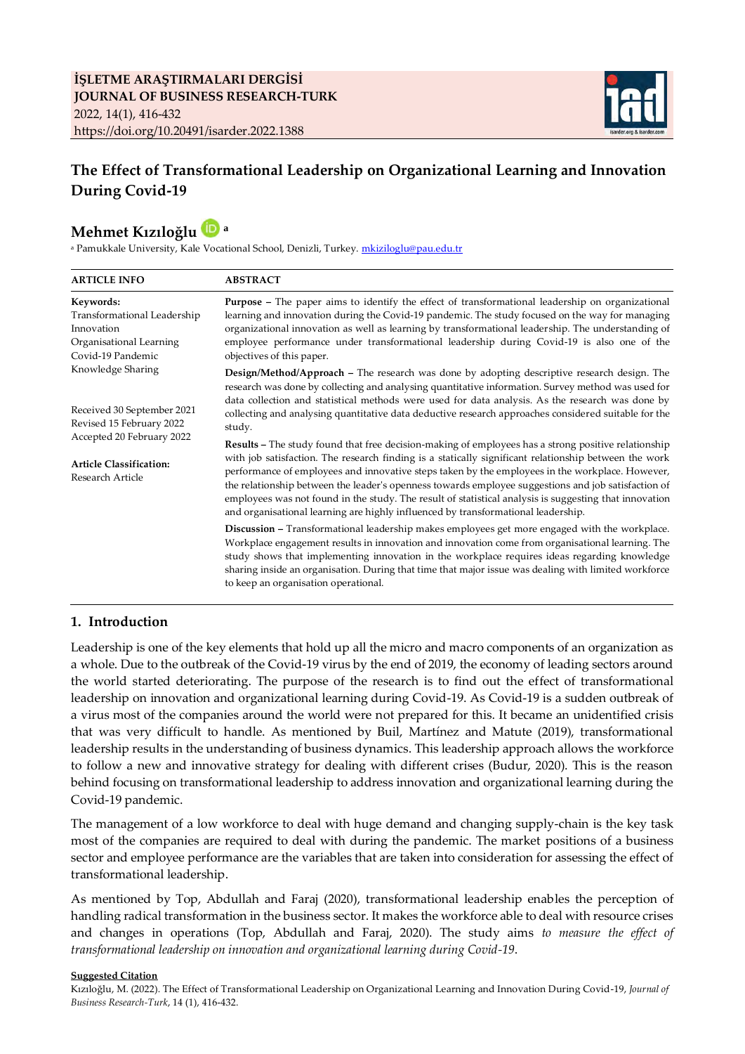**İŞLETME ARAŞTIRMALARI DERGİSİ**
**JOURNAL OF BUSINESS RESEARCH-TURK**
2022, 14(1), 416-432
https://doi.org/10.20491/isarder.2022.1388

# The Effect of Transformational Leadership on Organizational Learning and Innovation During Covid-19

**Mehmet Kızıloğlu** [a]

[a] Pamukkale University, Kale Vocational School, Denizli, Turkey. mkiziloglu@pau.edu.tr

**ARTICLE INFO**

**Keywords:**
Transformational Leadership
Innovation
Organisational Learning
Covid-19 Pandemic
Knowledge Sharing

Received 30 September 2021
Revised 15 February 2022
Accepted 20 February 2022

**Article Classification:**
Research Article

**ABSTRACT**

**Purpose –** The paper aims to identify the effect of transformational leadership on organizational learning and innovation during the Covid-19 pandemic. The study focused on the way for managing organizational innovation as well as learning by transformational leadership. The understanding of employee performance under transformational leadership during Covid-19 is also one of the objectives of this paper.

**Design/Method/Approach –** The research was done by adopting descriptive research design. The research was done by collecting and analysing quantitative information. Survey method was used for data collection and statistical methods were used for data analysis. As the research was done by collecting and analysing quantitative data deductive research approaches considered suitable for the study.

**Results –** The study found that free decision-making of employees has a strong positive relationship with job satisfaction. The research finding is a statically significant relationship between the work performance of employees and innovative steps taken by the employees in the workplace. However, the relationship between the leader's openness towards employee suggestions and job satisfaction of employees was not found in the study. The result of statistical analysis is suggesting that innovation and organisational learning are highly influenced by transformational leadership.

**Discussion –** Transformational leadership makes employees get more engaged with the workplace. Workplace engagement results in innovation and innovation come from organisational learning. The study shows that implementing innovation in the workplace requires ideas regarding knowledge sharing inside an organisation. During that time that major issue was dealing with limited workforce to keep an organisation operational.

## 1. Introduction

Leadership is one of the key elements that hold up all the micro and macro components of an organization as a whole. Due to the outbreak of the Covid-19 virus by the end of 2019, the economy of leading sectors around the world started deteriorating. The purpose of the research is to find out the effect of transformational leadership on innovation and organizational learning during Covid-19. As Covid-19 is a sudden outbreak of a virus most of the companies around the world were not prepared for this. It became an unidentified crisis that was very difficult to handle. As mentioned by Buil, Martínez and Matute (2019), transformational leadership results in the understanding of business dynamics. This leadership approach allows the workforce to follow a new and innovative strategy for dealing with different crises (Budur, 2020). This is the reason behind focusing on transformational leadership to address innovation and organizational learning during the Covid-19 pandemic.

The management of a low workforce to deal with huge demand and changing supply-chain is the key task most of the companies are required to deal with during the pandemic. The market positions of a business sector and employee performance are the variables that are taken into consideration for assessing the effect of transformational leadership.

As mentioned by Top, Abdullah and Faraj (2020), transformational leadership enables the perception of handling radical transformation in the business sector. It makes the workforce able to deal with resource crises and changes in operations (Top, Abdullah and Faraj, 2020). The study aims *to measure the effect of transformational leadership on innovation and organizational learning during Covid-19*.

**Suggested Citation**
Kızıloğlu, M. (2022). The Effect of Transformational Leadership on Organizational Learning and Innovation During Covid-19, *Journal of Business Research-Turk*, 14 (1), 416-432.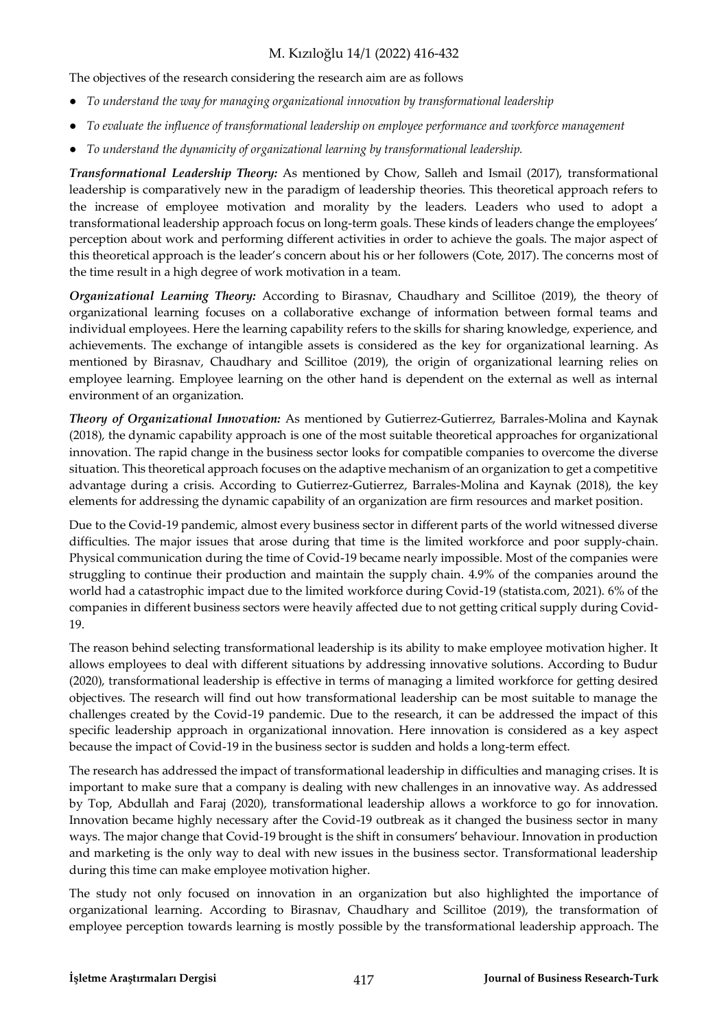The objectives of the research considering the research aim are as follows

- *To understand the way for managing organizational innovation by transformational leadership*
- *To evaluate the influence of transformational leadership on employee performance and workforce management*
- *To understand the dynamicity of organizational learning by transformational leadership.*

***Transformational Leadership Theory:*** As mentioned by Chow, Salleh and Ismail (2017), transformational leadership is comparatively new in the paradigm of leadership theories. This theoretical approach refers to the increase of employee motivation and morality by the leaders. Leaders who used to adopt a transformational leadership approach focus on long-term goals. These kinds of leaders change the employees' perception about work and performing different activities in order to achieve the goals. The major aspect of this theoretical approach is the leader's concern about his or her followers (Cote, 2017). The concerns most of the time result in a high degree of work motivation in a team.

***Organizational Learning Theory:*** According to Birasnav, Chaudhary and Scillitoe (2019), the theory of organizational learning focuses on a collaborative exchange of information between formal teams and individual employees. Here the learning capability refers to the skills for sharing knowledge, experience, and achievements. The exchange of intangible assets is considered as the key for organizational learning. As mentioned by Birasnav, Chaudhary and Scillitoe (2019), the origin of organizational learning relies on employee learning. Employee learning on the other hand is dependent on the external as well as internal environment of an organization.

***Theory of Organizational Innovation:*** As mentioned by Gutierrez-Gutierrez, Barrales-Molina and Kaynak (2018), the dynamic capability approach is one of the most suitable theoretical approaches for organizational innovation. The rapid change in the business sector looks for compatible companies to overcome the diverse situation. This theoretical approach focuses on the adaptive mechanism of an organization to get a competitive advantage during a crisis. According to Gutierrez-Gutierrez, Barrales-Molina and Kaynak (2018), the key elements for addressing the dynamic capability of an organization are firm resources and market position.

Due to the Covid-19 pandemic, almost every business sector in different parts of the world witnessed diverse difficulties. The major issues that arose during that time is the limited workforce and poor supply-chain. Physical communication during the time of Covid-19 became nearly impossible. Most of the companies were struggling to continue their production and maintain the supply chain. 4.9% of the companies around the world had a catastrophic impact due to the limited workforce during Covid-19 (statista.com, 2021). 6% of the companies in different business sectors were heavily affected due to not getting critical supply during Covid-19.

The reason behind selecting transformational leadership is its ability to make employee motivation higher. It allows employees to deal with different situations by addressing innovative solutions. According to Budur (2020), transformational leadership is effective in terms of managing a limited workforce for getting desired objectives. The research will find out how transformational leadership can be most suitable to manage the challenges created by the Covid-19 pandemic. Due to the research, it can be addressed the impact of this specific leadership approach in organizational innovation. Here innovation is considered as a key aspect because the impact of Covid-19 in the business sector is sudden and holds a long-term effect.

The research has addressed the impact of transformational leadership in difficulties and managing crises. It is important to make sure that a company is dealing with new challenges in an innovative way. As addressed by Top, Abdullah and Faraj (2020), transformational leadership allows a workforce to go for innovation. Innovation became highly necessary after the Covid-19 outbreak as it changed the business sector in many ways. The major change that Covid-19 brought is the shift in consumers' behaviour. Innovation in production and marketing is the only way to deal with new issues in the business sector. Transformational leadership during this time can make employee motivation higher.

The study not only focused on innovation in an organization but also highlighted the importance of organizational learning. According to Birasnav, Chaudhary and Scillitoe (2019), the transformation of employee perception towards learning is mostly possible by the transformational leadership approach. The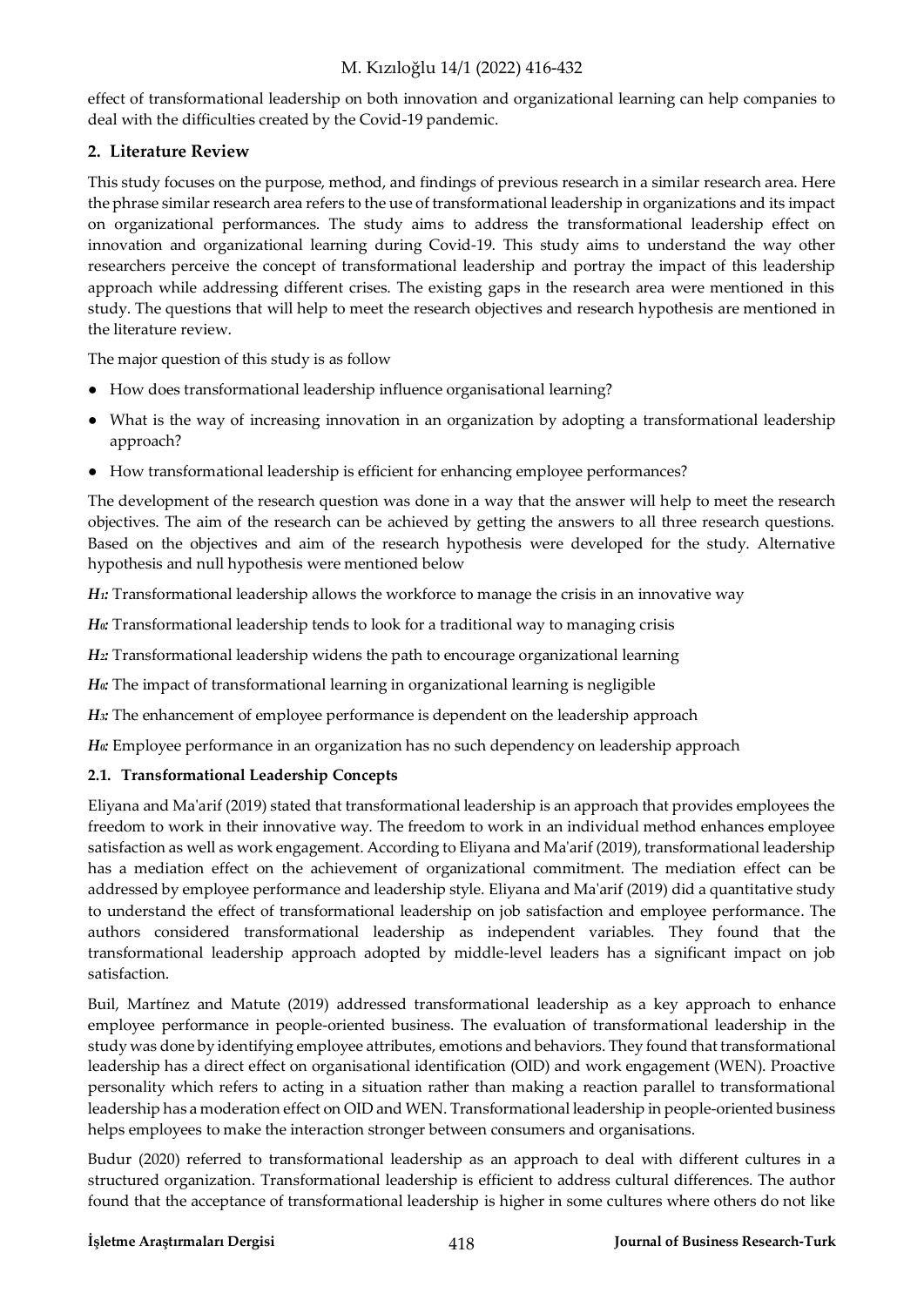effect of transformational leadership on both innovation and organizational learning can help companies to deal with the difficulties created by the Covid-19 pandemic.

## 2. Literature Review

This study focuses on the purpose, method, and findings of previous research in a similar research area. Here the phrase similar research area refers to the use of transformational leadership in organizations and its impact on organizational performances. The study aims to address the transformational leadership effect on innovation and organizational learning during Covid-19. This study aims to understand the way other researchers perceive the concept of transformational leadership and portray the impact of this leadership approach while addressing different crises. The existing gaps in the research area were mentioned in this study. The questions that will help to meet the research objectives and research hypothesis are mentioned in the literature review.

The major question of this study is as follow

- How does transformational leadership influence organisational learning?
- What is the way of increasing innovation in an organization by adopting a transformational leadership approach?
- How transformational leadership is efficient for enhancing employee performances?

The development of the research question was done in a way that the answer will help to meet the research objectives. The aim of the research can be achieved by getting the answers to all three research questions. Based on the objectives and aim of the research hypothesis were developed for the study. Alternative hypothesis and null hypothesis were mentioned below

***H₁:*** Transformational leadership allows the workforce to manage the crisis in an innovative way

***H₀:*** Transformational leadership tends to look for a traditional way to managing crisis

***H₂:*** Transformational leadership widens the path to encourage organizational learning

***H₀:*** The impact of transformational learning in organizational learning is negligible

***H₃:*** The enhancement of employee performance is dependent on the leadership approach

***H₀:*** Employee performance in an organization has no such dependency on leadership approach

### 2.1. Transformational Leadership Concepts

Eliyana and Ma'arif (2019) stated that transformational leadership is an approach that provides employees the freedom to work in their innovative way. The freedom to work in an individual method enhances employee satisfaction as well as work engagement. According to Eliyana and Ma'arif (2019), transformational leadership has a mediation effect on the achievement of organizational commitment. The mediation effect can be addressed by employee performance and leadership style. Eliyana and Ma'arif (2019) did a quantitative study to understand the effect of transformational leadership on job satisfaction and employee performance. The authors considered transformational leadership as independent variables. They found that the transformational leadership approach adopted by middle-level leaders has a significant impact on job satisfaction.

Buil, Martínez and Matute (2019) addressed transformational leadership as a key approach to enhance employee performance in people-oriented business. The evaluation of transformational leadership in the study was done by identifying employee attributes, emotions and behaviors. They found that transformational leadership has a direct effect on organisational identification (OID) and work engagement (WEN). Proactive personality which refers to acting in a situation rather than making a reaction parallel to transformational leadership has a moderation effect on OID and WEN. Transformational leadership in people-oriented business helps employees to make the interaction stronger between consumers and organisations.

Budur (2020) referred to transformational leadership as an approach to deal with different cultures in a structured organization. Transformational leadership is efficient to address cultural differences. The author found that the acceptance of transformational leadership is higher in some cultures where others do not like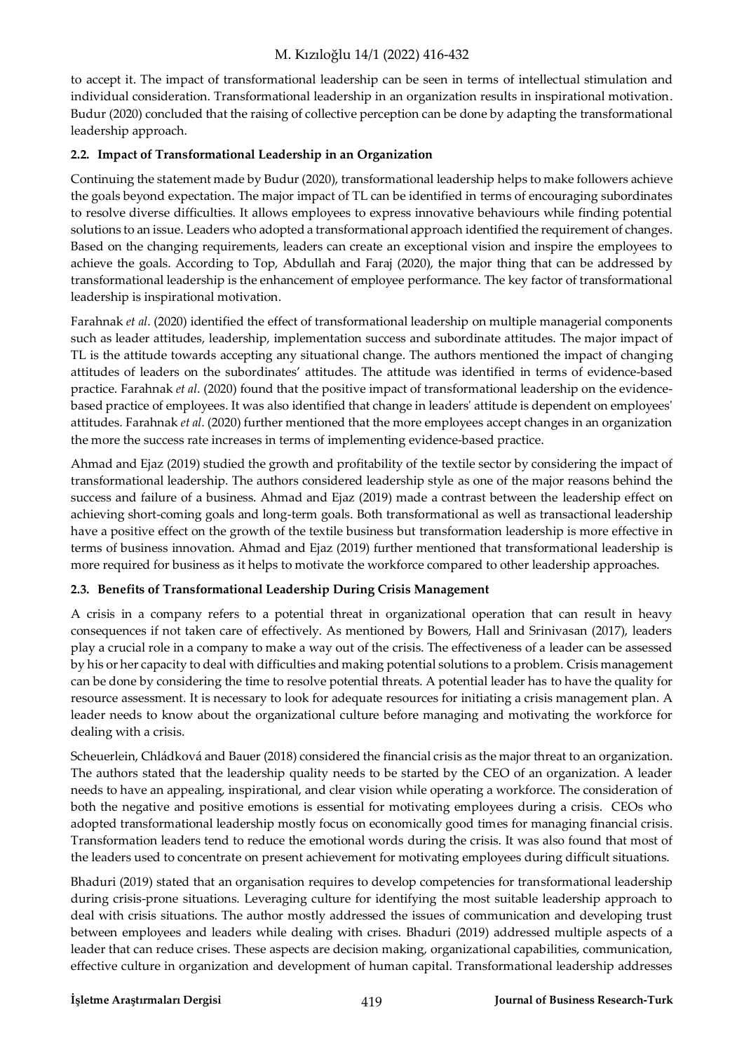to accept it. The impact of transformational leadership can be seen in terms of intellectual stimulation and individual consideration. Transformational leadership in an organization results in inspirational motivation. Budur (2020) concluded that the raising of collective perception can be done by adapting the transformational leadership approach.

### 2.2. Impact of Transformational Leadership in an Organization

Continuing the statement made by Budur (2020), transformational leadership helps to make followers achieve the goals beyond expectation. The major impact of TL can be identified in terms of encouraging subordinates to resolve diverse difficulties. It allows employees to express innovative behaviours while finding potential solutions to an issue. Leaders who adopted a transformational approach identified the requirement of changes. Based on the changing requirements, leaders can create an exceptional vision and inspire the employees to achieve the goals. According to Top, Abdullah and Faraj (2020), the major thing that can be addressed by transformational leadership is the enhancement of employee performance. The key factor of transformational leadership is inspirational motivation.

Farahnak *et al*. (2020) identified the effect of transformational leadership on multiple managerial components such as leader attitudes, leadership, implementation success and subordinate attitudes. The major impact of TL is the attitude towards accepting any situational change. The authors mentioned the impact of changing attitudes of leaders on the subordinates' attitudes. The attitude was identified in terms of evidence-based practice. Farahnak *et al*. (2020) found that the positive impact of transformational leadership on the evidence-based practice of employees. It was also identified that change in leaders' attitude is dependent on employees' attitudes. Farahnak *et al*. (2020) further mentioned that the more employees accept changes in an organization the more the success rate increases in terms of implementing evidence-based practice.

Ahmad and Ejaz (2019) studied the growth and profitability of the textile sector by considering the impact of transformational leadership. The authors considered leadership style as one of the major reasons behind the success and failure of a business. Ahmad and Ejaz (2019) made a contrast between the leadership effect on achieving short-coming goals and long-term goals. Both transformational as well as transactional leadership have a positive effect on the growth of the textile business but transformation leadership is more effective in terms of business innovation. Ahmad and Ejaz (2019) further mentioned that transformational leadership is more required for business as it helps to motivate the workforce compared to other leadership approaches.

### 2.3. Benefits of Transformational Leadership During Crisis Management

A crisis in a company refers to a potential threat in organizational operation that can result in heavy consequences if not taken care of effectively. As mentioned by Bowers, Hall and Srinivasan (2017), leaders play a crucial role in a company to make a way out of the crisis. The effectiveness of a leader can be assessed by his or her capacity to deal with difficulties and making potential solutions to a problem. Crisis management can be done by considering the time to resolve potential threats. A potential leader has to have the quality for resource assessment. It is necessary to look for adequate resources for initiating a crisis management plan. A leader needs to know about the organizational culture before managing and motivating the workforce for dealing with a crisis.

Scheuerlein, Chládková and Bauer (2018) considered the financial crisis as the major threat to an organization. The authors stated that the leadership quality needs to be started by the CEO of an organization. A leader needs to have an appealing, inspirational, and clear vision while operating a workforce. The consideration of both the negative and positive emotions is essential for motivating employees during a crisis. CEOs who adopted transformational leadership mostly focus on economically good times for managing financial crisis. Transformation leaders tend to reduce the emotional words during the crisis. It was also found that most of the leaders used to concentrate on present achievement for motivating employees during difficult situations.

Bhaduri (2019) stated that an organisation requires to develop competencies for transformational leadership during crisis-prone situations. Leveraging culture for identifying the most suitable leadership approach to deal with crisis situations. The author mostly addressed the issues of communication and developing trust between employees and leaders while dealing with crises. Bhaduri (2019) addressed multiple aspects of a leader that can reduce crises. These aspects are decision making, organizational capabilities, communication, effective culture in organization and development of human capital. Transformational leadership addresses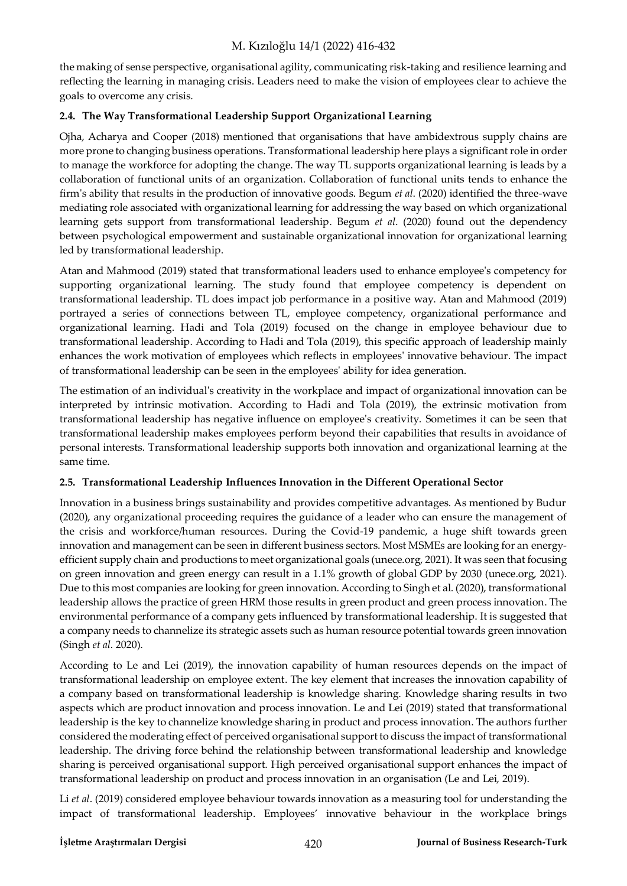the making of sense perspective, organisational agility, communicating risk-taking and resilience learning and reflecting the learning in managing crisis. Leaders need to make the vision of employees clear to achieve the goals to overcome any crisis.

### 2.4. The Way Transformational Leadership Support Organizational Learning

Ojha, Acharya and Cooper (2018) mentioned that organisations that have ambidextrous supply chains are more prone to changing business operations. Transformational leadership here plays a significant role in order to manage the workforce for adopting the change. The way TL supports organizational learning is leads by a collaboration of functional units of an organization. Collaboration of functional units tends to enhance the firm's ability that results in the production of innovative goods. Begum *et al*. (2020) identified the three-wave mediating role associated with organizational learning for addressing the way based on which organizational learning gets support from transformational leadership. Begum *et al*. (2020) found out the dependency between psychological empowerment and sustainable organizational innovation for organizational learning led by transformational leadership.

Atan and Mahmood (2019) stated that transformational leaders used to enhance employee's competency for supporting organizational learning. The study found that employee competency is dependent on transformational leadership. TL does impact job performance in a positive way. Atan and Mahmood (2019) portrayed a series of connections between TL, employee competency, organizational performance and organizational learning. Hadi and Tola (2019) focused on the change in employee behaviour due to transformational leadership. According to Hadi and Tola (2019), this specific approach of leadership mainly enhances the work motivation of employees which reflects in employees' innovative behaviour. The impact of transformational leadership can be seen in the employees' ability for idea generation.

The estimation of an individual's creativity in the workplace and impact of organizational innovation can be interpreted by intrinsic motivation. According to Hadi and Tola (2019), the extrinsic motivation from transformational leadership has negative influence on employee's creativity. Sometimes it can be seen that transformational leadership makes employees perform beyond their capabilities that results in avoidance of personal interests. Transformational leadership supports both innovation and organizational learning at the same time.

### 2.5. Transformational Leadership Influences Innovation in the Different Operational Sector

Innovation in a business brings sustainability and provides competitive advantages. As mentioned by Budur (2020), any organizational proceeding requires the guidance of a leader who can ensure the management of the crisis and workforce/human resources. During the Covid-19 pandemic, a huge shift towards green innovation and management can be seen in different business sectors. Most MSMEs are looking for an energy-efficient supply chain and productions to meet organizational goals (unece.org, 2021). It was seen that focusing on green innovation and green energy can result in a 1.1% growth of global GDP by 2030 (unece.org, 2021). Due to this most companies are looking for green innovation. According to Singh et al. (2020), transformational leadership allows the practice of green HRM those results in green product and green process innovation. The environmental performance of a company gets influenced by transformational leadership. It is suggested that a company needs to channelize its strategic assets such as human resource potential towards green innovation (Singh *et al*. 2020).

According to Le and Lei (2019), the innovation capability of human resources depends on the impact of transformational leadership on employee extent. The key element that increases the innovation capability of a company based on transformational leadership is knowledge sharing. Knowledge sharing results in two aspects which are product innovation and process innovation. Le and Lei (2019) stated that transformational leadership is the key to channelize knowledge sharing in product and process innovation. The authors further considered the moderating effect of perceived organisational support to discuss the impact of transformational leadership. The driving force behind the relationship between transformational leadership and knowledge sharing is perceived organisational support. High perceived organisational support enhances the impact of transformational leadership on product and process innovation in an organisation (Le and Lei, 2019).

Li *et al*. (2019) considered employee behaviour towards innovation as a measuring tool for understanding the impact of transformational leadership. Employees' innovative behaviour in the workplace brings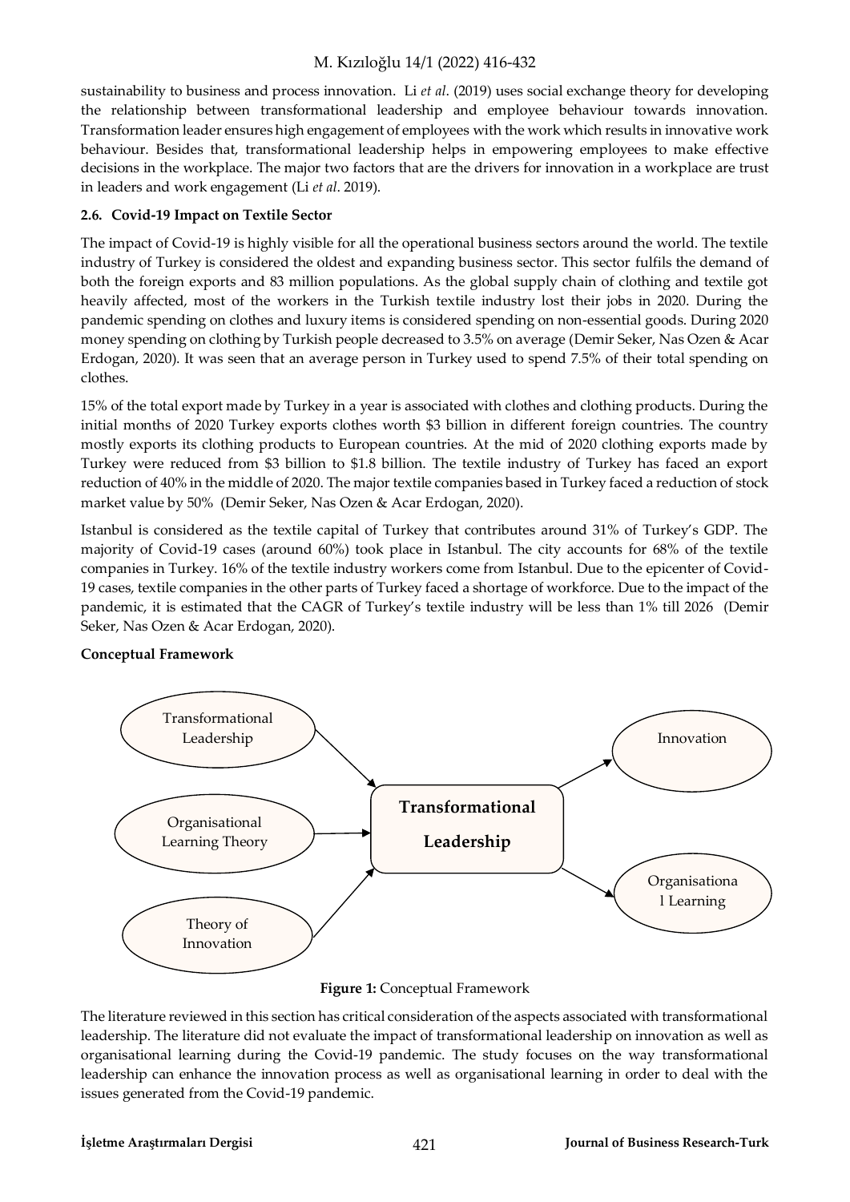sustainability to business and process innovation. Li *et al*. (2019) uses social exchange theory for developing the relationship between transformational leadership and employee behaviour towards innovation. Transformation leader ensures high engagement of employees with the work which results in innovative work behaviour. Besides that, transformational leadership helps in empowering employees to make effective decisions in the workplace. The major two factors that are the drivers for innovation in a workplace are trust in leaders and work engagement (Li *et al*. 2019).

### 2.6. Covid-19 Impact on Textile Sector

The impact of Covid-19 is highly visible for all the operational business sectors around the world. The textile industry of Turkey is considered the oldest and expanding business sector. This sector fulfils the demand of both the foreign exports and 83 million populations. As the global supply chain of clothing and textile got heavily affected, most of the workers in the Turkish textile industry lost their jobs in 2020. During the pandemic spending on clothes and luxury items is considered spending on non-essential goods. During 2020 money spending on clothing by Turkish people decreased to 3.5% on average (Demir Seker, Nas Ozen & Acar Erdogan, 2020). It was seen that an average person in Turkey used to spend 7.5% of their total spending on clothes.

15% of the total export made by Turkey in a year is associated with clothes and clothing products. During the initial months of 2020 Turkey exports clothes worth $3 billion in different foreign countries. The country mostly exports its clothing products to European countries. At the mid of 2020 clothing exports made by Turkey were reduced from $3 billion to $1.8 billion. The textile industry of Turkey has faced an export reduction of 40% in the middle of 2020. The major textile companies based in Turkey faced a reduction of stock market value by 50% (Demir Seker, Nas Ozen & Acar Erdogan, 2020).

Istanbul is considered as the textile capital of Turkey that contributes around 31% of Turkey's GDP. The majority of Covid-19 cases (around 60%) took place in Istanbul. The city accounts for 68% of the textile companies in Turkey. 16% of the textile industry workers come from Istanbul. Due to the epicenter of Covid-19 cases, textile companies in the other parts of Turkey faced a shortage of workforce. Due to the impact of the pandemic, it is estimated that the CAGR of Turkey's textile industry will be less than 1% till 2026 (Demir Seker, Nas Ozen & Acar Erdogan, 2020).

**Conceptual Framework**

Transformational Leadership → **Transformational Leadership**
Organisational Learning Theory → **Transformational Leadership**
Theory of Innovation → **Transformational Leadership**
**Transformational Leadership** → Innovation
**Transformational Leadership** → Organisational Learning

**Figure 1:** Conceptual Framework

The literature reviewed in this section has critical consideration of the aspects associated with transformational leadership. The literature did not evaluate the impact of transformational leadership on innovation as well as organisational learning during the Covid-19 pandemic. The study focuses on the way transformational leadership can enhance the innovation process as well as organisational learning in order to deal with the issues generated from the Covid-19 pandemic.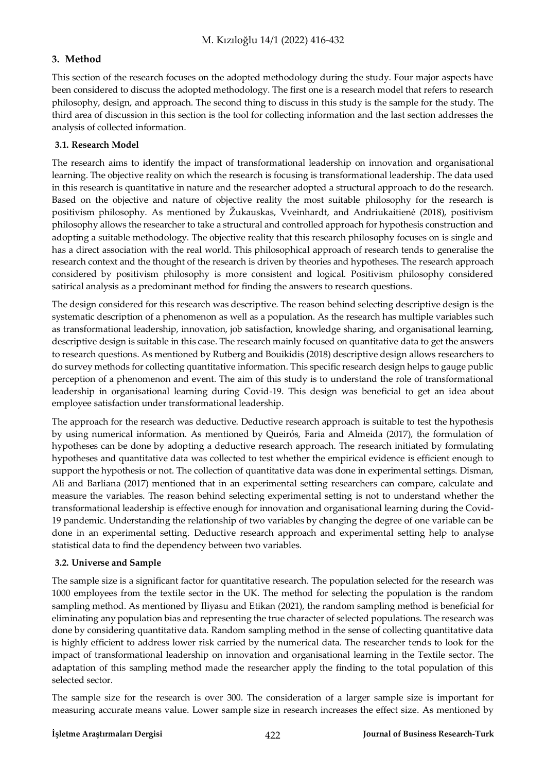## 3. Method

This section of the research focuses on the adopted methodology during the study. Four major aspects have been considered to discuss the adopted methodology. The first one is a research model that refers to research philosophy, design, and approach. The second thing to discuss in this study is the sample for the study. The third area of discussion in this section is the tool for collecting information and the last section addresses the analysis of collected information.

### 3.1. Research Model

The research aims to identify the impact of transformational leadership on innovation and organisational learning. The objective reality on which the research is focusing is transformational leadership. The data used in this research is quantitative in nature and the researcher adopted a structural approach to do the research. Based on the objective and nature of objective reality the most suitable philosophy for the research is positivism philosophy. As mentioned by Žukauskas, Vveinhardt, and Andriukaitienė (2018), positivism philosophy allows the researcher to take a structural and controlled approach for hypothesis construction and adopting a suitable methodology. The objective reality that this research philosophy focuses on is single and has a direct association with the real world. This philosophical approach of research tends to generalise the research context and the thought of the research is driven by theories and hypotheses. The research approach considered by positivism philosophy is more consistent and logical. Positivism philosophy considered satirical analysis as a predominant method for finding the answers to research questions.

The design considered for this research was descriptive. The reason behind selecting descriptive design is the systematic description of a phenomenon as well as a population. As the research has multiple variables such as transformational leadership, innovation, job satisfaction, knowledge sharing, and organisational learning, descriptive design is suitable in this case. The research mainly focused on quantitative data to get the answers to research questions. As mentioned by Rutberg and Bouikidis (2018) descriptive design allows researchers to do survey methods for collecting quantitative information. This specific research design helps to gauge public perception of a phenomenon and event. The aim of this study is to understand the role of transformational leadership in organisational learning during Covid-19. This design was beneficial to get an idea about employee satisfaction under transformational leadership.

The approach for the research was deductive. Deductive research approach is suitable to test the hypothesis by using numerical information. As mentioned by Queirós, Faria and Almeida (2017), the formulation of hypotheses can be done by adopting a deductive research approach. The research initiated by formulating hypotheses and quantitative data was collected to test whether the empirical evidence is efficient enough to support the hypothesis or not. The collection of quantitative data was done in experimental settings. Disman, Ali and Barliana (2017) mentioned that in an experimental setting researchers can compare, calculate and measure the variables. The reason behind selecting experimental setting is not to understand whether the transformational leadership is effective enough for innovation and organisational learning during the Covid-19 pandemic. Understanding the relationship of two variables by changing the degree of one variable can be done in an experimental setting. Deductive research approach and experimental setting help to analyse statistical data to find the dependency between two variables.

### 3.2. Universe and Sample

The sample size is a significant factor for quantitative research. The population selected for the research was 1000 employees from the textile sector in the UK. The method for selecting the population is the random sampling method. As mentioned by Iliyasu and Etikan (2021), the random sampling method is beneficial for eliminating any population bias and representing the true character of selected populations. The research was done by considering quantitative data. Random sampling method in the sense of collecting quantitative data is highly efficient to address lower risk carried by the numerical data. The researcher tends to look for the impact of transformational leadership on innovation and organisational learning in the Textile sector. The adaptation of this sampling method made the researcher apply the finding to the total population of this selected sector.

The sample size for the research is over 300. The consideration of a larger sample size is important for measuring accurate means value. Lower sample size in research increases the effect size. As mentioned by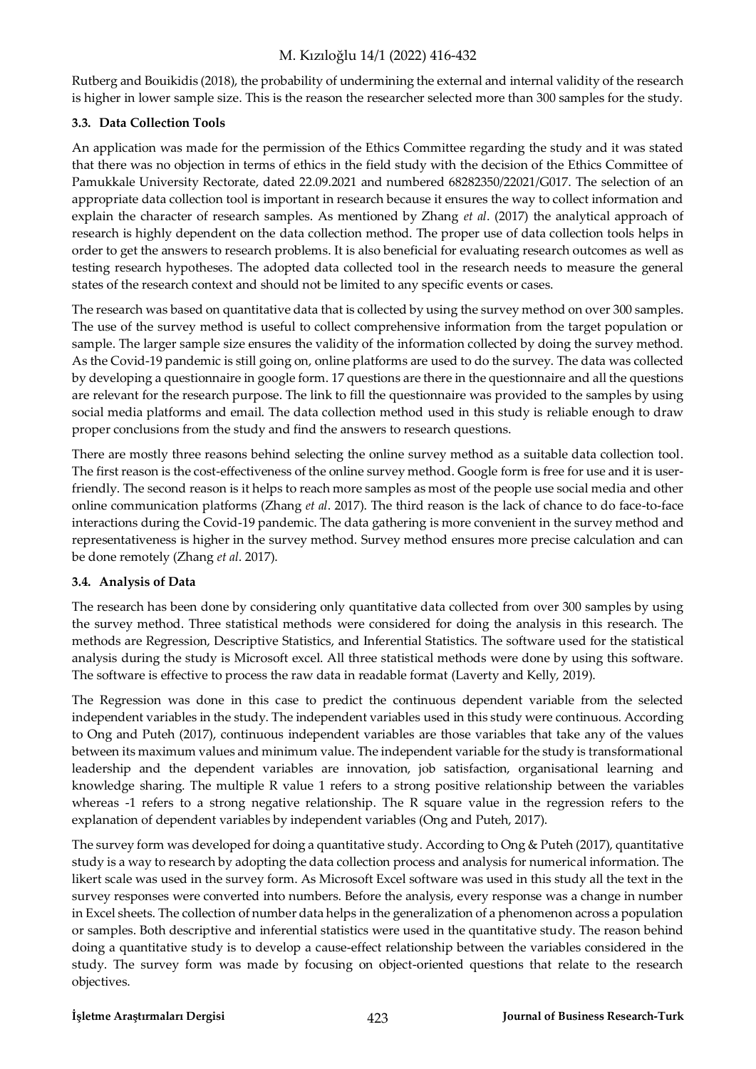Rutberg and Bouikidis (2018), the probability of undermining the external and internal validity of the research is higher in lower sample size. This is the reason the researcher selected more than 300 samples for the study.

### 3.3. Data Collection Tools

An application was made for the permission of the Ethics Committee regarding the study and it was stated that there was no objection in terms of ethics in the field study with the decision of the Ethics Committee of Pamukkale University Rectorate, dated 22.09.2021 and numbered 68282350/22021/G017. The selection of an appropriate data collection tool is important in research because it ensures the way to collect information and explain the character of research samples. As mentioned by Zhang *et al*. (2017) the analytical approach of research is highly dependent on the data collection method. The proper use of data collection tools helps in order to get the answers to research problems. It is also beneficial for evaluating research outcomes as well as testing research hypotheses. The adopted data collected tool in the research needs to measure the general states of the research context and should not be limited to any specific events or cases.

The research was based on quantitative data that is collected by using the survey method on over 300 samples. The use of the survey method is useful to collect comprehensive information from the target population or sample. The larger sample size ensures the validity of the information collected by doing the survey method. As the Covid-19 pandemic is still going on, online platforms are used to do the survey. The data was collected by developing a questionnaire in google form. 17 questions are there in the questionnaire and all the questions are relevant for the research purpose. The link to fill the questionnaire was provided to the samples by using social media platforms and email. The data collection method used in this study is reliable enough to draw proper conclusions from the study and find the answers to research questions.

There are mostly three reasons behind selecting the online survey method as a suitable data collection tool. The first reason is the cost-effectiveness of the online survey method. Google form is free for use and it is user-friendly. The second reason is it helps to reach more samples as most of the people use social media and other online communication platforms (Zhang *et al*. 2017). The third reason is the lack of chance to do face-to-face interactions during the Covid-19 pandemic. The data gathering is more convenient in the survey method and representativeness is higher in the survey method. Survey method ensures more precise calculation and can be done remotely (Zhang *et al*. 2017).

### 3.4. Analysis of Data

The research has been done by considering only quantitative data collected from over 300 samples by using the survey method. Three statistical methods were considered for doing the analysis in this research. The methods are Regression, Descriptive Statistics, and Inferential Statistics. The software used for the statistical analysis during the study is Microsoft excel. All three statistical methods were done by using this software. The software is effective to process the raw data in readable format (Laverty and Kelly, 2019).

The Regression was done in this case to predict the continuous dependent variable from the selected independent variables in the study. The independent variables used in this study were continuous. According to Ong and Puteh (2017), continuous independent variables are those variables that take any of the values between its maximum values and minimum value. The independent variable for the study is transformational leadership and the dependent variables are innovation, job satisfaction, organisational learning and knowledge sharing. The multiple R value 1 refers to a strong positive relationship between the variables whereas -1 refers to a strong negative relationship. The R square value in the regression refers to the explanation of dependent variables by independent variables (Ong and Puteh, 2017).

The survey form was developed for doing a quantitative study. According to Ong & Puteh (2017), quantitative study is a way to research by adopting the data collection process and analysis for numerical information. The likert scale was used in the survey form. As Microsoft Excel software was used in this study all the text in the survey responses were converted into numbers. Before the analysis, every response was a change in number in Excel sheets. The collection of number data helps in the generalization of a phenomenon across a population or samples. Both descriptive and inferential statistics were used in the quantitative study. The reason behind doing a quantitative study is to develop a cause-effect relationship between the variables considered in the study. The survey form was made by focusing on object-oriented questions that relate to the research objectives.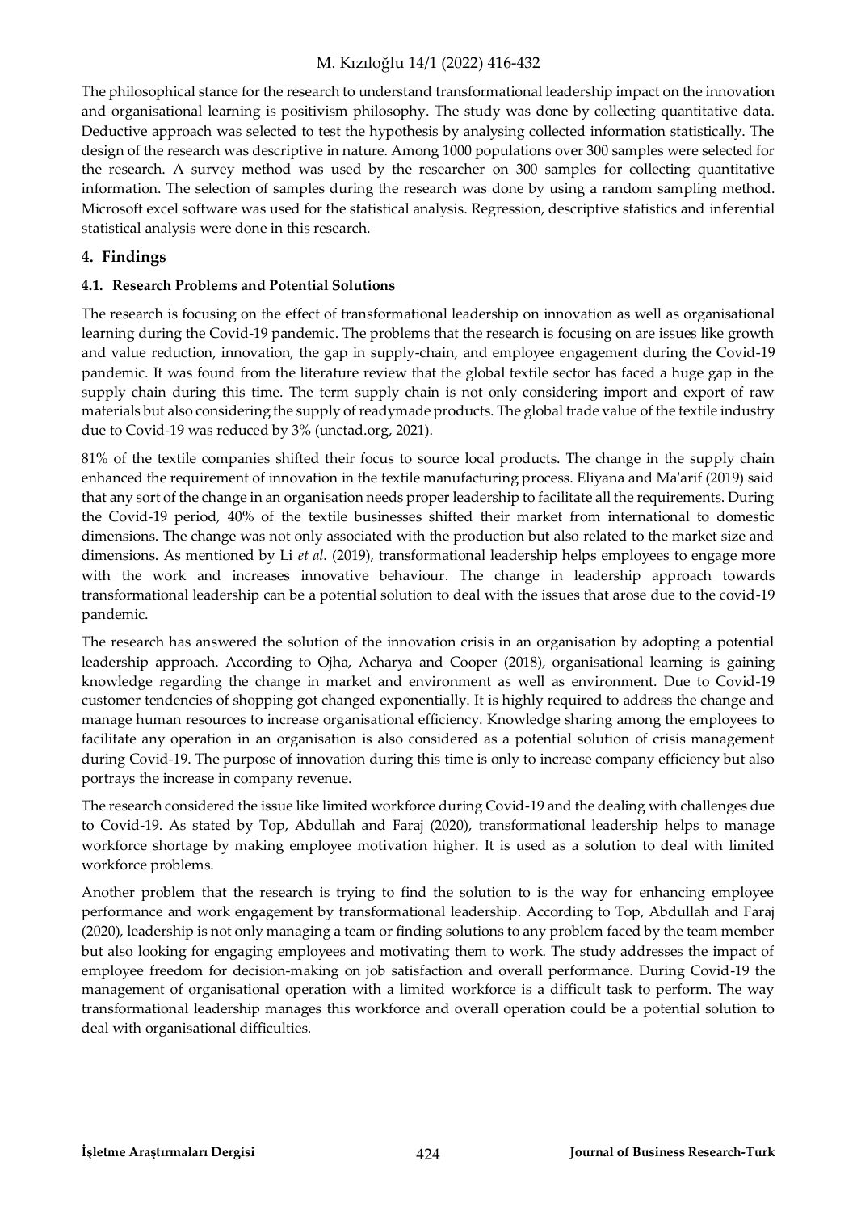The philosophical stance for the research to understand transformational leadership impact on the innovation and organisational learning is positivism philosophy. The study was done by collecting quantitative data. Deductive approach was selected to test the hypothesis by analysing collected information statistically. The design of the research was descriptive in nature. Among 1000 populations over 300 samples were selected for the research. A survey method was used by the researcher on 300 samples for collecting quantitative information. The selection of samples during the research was done by using a random sampling method. Microsoft excel software was used for the statistical analysis. Regression, descriptive statistics and inferential statistical analysis were done in this research.

## 4. Findings

### 4.1. Research Problems and Potential Solutions

The research is focusing on the effect of transformational leadership on innovation as well as organisational learning during the Covid-19 pandemic. The problems that the research is focusing on are issues like growth and value reduction, innovation, the gap in supply-chain, and employee engagement during the Covid-19 pandemic. It was found from the literature review that the global textile sector has faced a huge gap in the supply chain during this time. The term supply chain is not only considering import and export of raw materials but also considering the supply of readymade products. The global trade value of the textile industry due to Covid-19 was reduced by 3% (unctad.org, 2021).

81% of the textile companies shifted their focus to source local products. The change in the supply chain enhanced the requirement of innovation in the textile manufacturing process. Eliyana and Ma'arif (2019) said that any sort of the change in an organisation needs proper leadership to facilitate all the requirements. During the Covid-19 period, 40% of the textile businesses shifted their market from international to domestic dimensions. The change was not only associated with the production but also related to the market size and dimensions. As mentioned by Li *et al*. (2019), transformational leadership helps employees to engage more with the work and increases innovative behaviour. The change in leadership approach towards transformational leadership can be a potential solution to deal with the issues that arose due to the covid-19 pandemic.

The research has answered the solution of the innovation crisis in an organisation by adopting a potential leadership approach. According to Ojha, Acharya and Cooper (2018), organisational learning is gaining knowledge regarding the change in market and environment as well as environment. Due to Covid-19 customer tendencies of shopping got changed exponentially. It is highly required to address the change and manage human resources to increase organisational efficiency. Knowledge sharing among the employees to facilitate any operation in an organisation is also considered as a potential solution of crisis management during Covid-19. The purpose of innovation during this time is only to increase company efficiency but also portrays the increase in company revenue.

The research considered the issue like limited workforce during Covid-19 and the dealing with challenges due to Covid-19. As stated by Top, Abdullah and Faraj (2020), transformational leadership helps to manage workforce shortage by making employee motivation higher. It is used as a solution to deal with limited workforce problems.

Another problem that the research is trying to find the solution to is the way for enhancing employee performance and work engagement by transformational leadership. According to Top, Abdullah and Faraj (2020), leadership is not only managing a team or finding solutions to any problem faced by the team member but also looking for engaging employees and motivating them to work. The study addresses the impact of employee freedom for decision-making on job satisfaction and overall performance. During Covid-19 the management of organisational operation with a limited workforce is a difficult task to perform. The way transformational leadership manages this workforce and overall operation could be a potential solution to deal with organisational difficulties.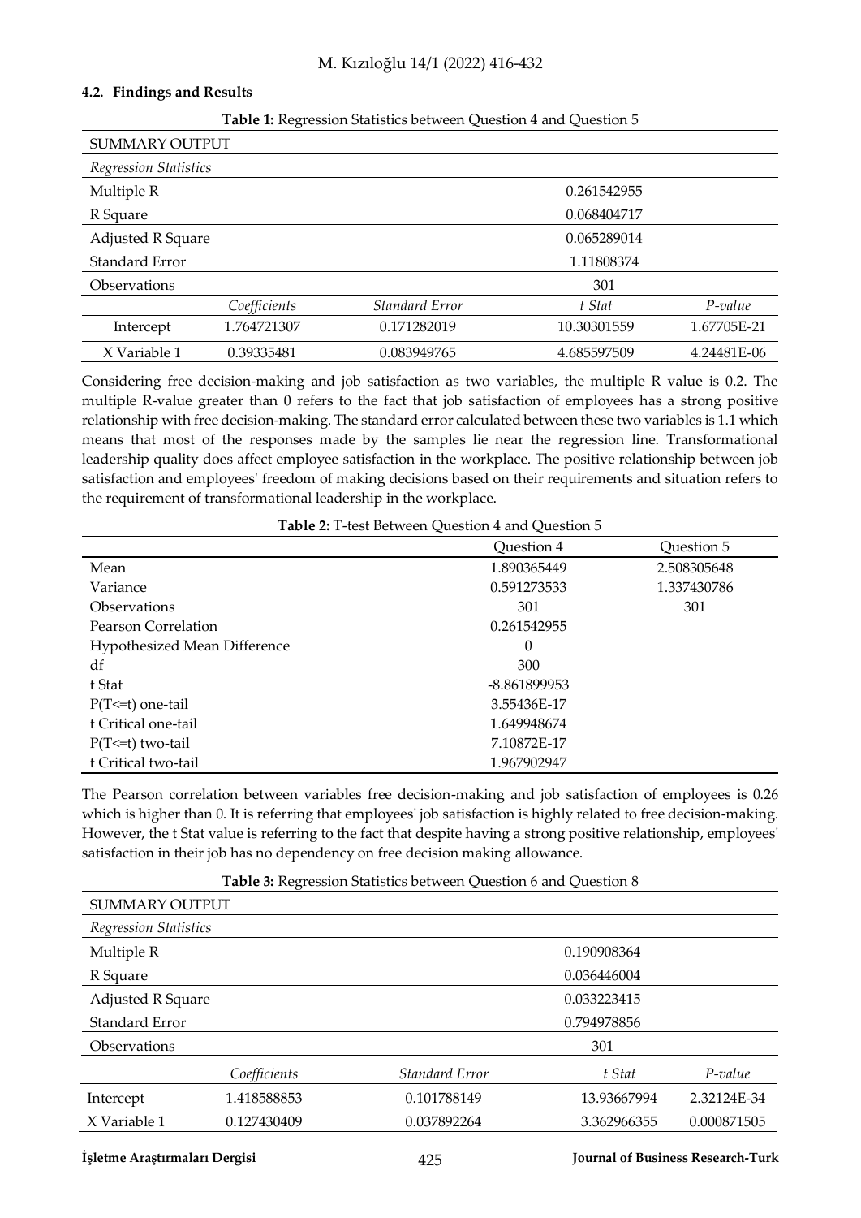### 4.2. Findings and Results

**Table 1:** Regression Statistics between Question 4 and Question 5

| SUMMARY OUTPUT | | | | |
|---|---|---|---|---|
| *Regression Statistics* | | | | |
| Multiple R | | | 0.261542955 | |
| R Square | | | 0.068404717 | |
| Adjusted R Square | | | 0.065289014 | |
| Standard Error | | | 1.11808374 | |
| Observations | | | 301 | |
| | *Coefficients* | *Standard Error* | *t Stat* | *P-value* |
| Intercept | 1.764721307 | 0.171282019 | 10.30301559 | 1.67705E-21 |
| X Variable 1 | 0.39335481 | 0.083949765 | 4.685597509 | 4.24481E-06 |

Considering free decision-making and job satisfaction as two variables, the multiple R value is 0.2. The multiple R-value greater than 0 refers to the fact that job satisfaction of employees has a strong positive relationship with free decision-making. The standard error calculated between these two variables is 1.1 which means that most of the responses made by the samples lie near the regression line. Transformational leadership quality does affect employee satisfaction in the workplace. The positive relationship between job satisfaction and employees' freedom of making decisions based on their requirements and situation refers to the requirement of transformational leadership in the workplace.

**Table 2:** T-test Between Question 4 and Question 5

| | Question 4 | Question 5 |
|---|---|---|
| Mean | 1.890365449 | 2.508305648 |
| Variance | 0.591273533 | 1.337430786 |
| Observations | 301 | 301 |
| Pearson Correlation | 0.261542955 | |
| Hypothesized Mean Difference | 0 | |
| df | 300 | |
| t Stat | -8.861899953 | |
| P(T<=t) one-tail | 3.55436E-17 | |
| t Critical one-tail | 1.649948674 | |
| P(T<=t) two-tail | 7.10872E-17 | |
| t Critical two-tail | 1.967902947 | |

The Pearson correlation between variables free decision-making and job satisfaction of employees is 0.26 which is higher than 0. It is referring that employees' job satisfaction is highly related to free decision-making. However, the t Stat value is referring to the fact that despite having a strong positive relationship, employees' satisfaction in their job has no dependency on free decision making allowance.

**Table 3:** Regression Statistics between Question 6 and Question 8

| SUMMARY OUTPUT | | | | |
|---|---|---|---|---|
| *Regression Statistics* | | | | |
| Multiple R | | | 0.190908364 | |
| R Square | | | 0.036446004 | |
| Adjusted R Square | | | 0.033223415 | |
| Standard Error | | | 0.794978856 | |
| Observations | | | 301 | |
| | *Coefficients* | *Standard Error* | *t Stat* | *P-value* |
| Intercept | 1.418588853 | 0.101788149 | 13.93667994 | 2.32124E-34 |
| X Variable 1 | 0.127430409 | 0.037892264 | 3.362966355 | 0.000871505 |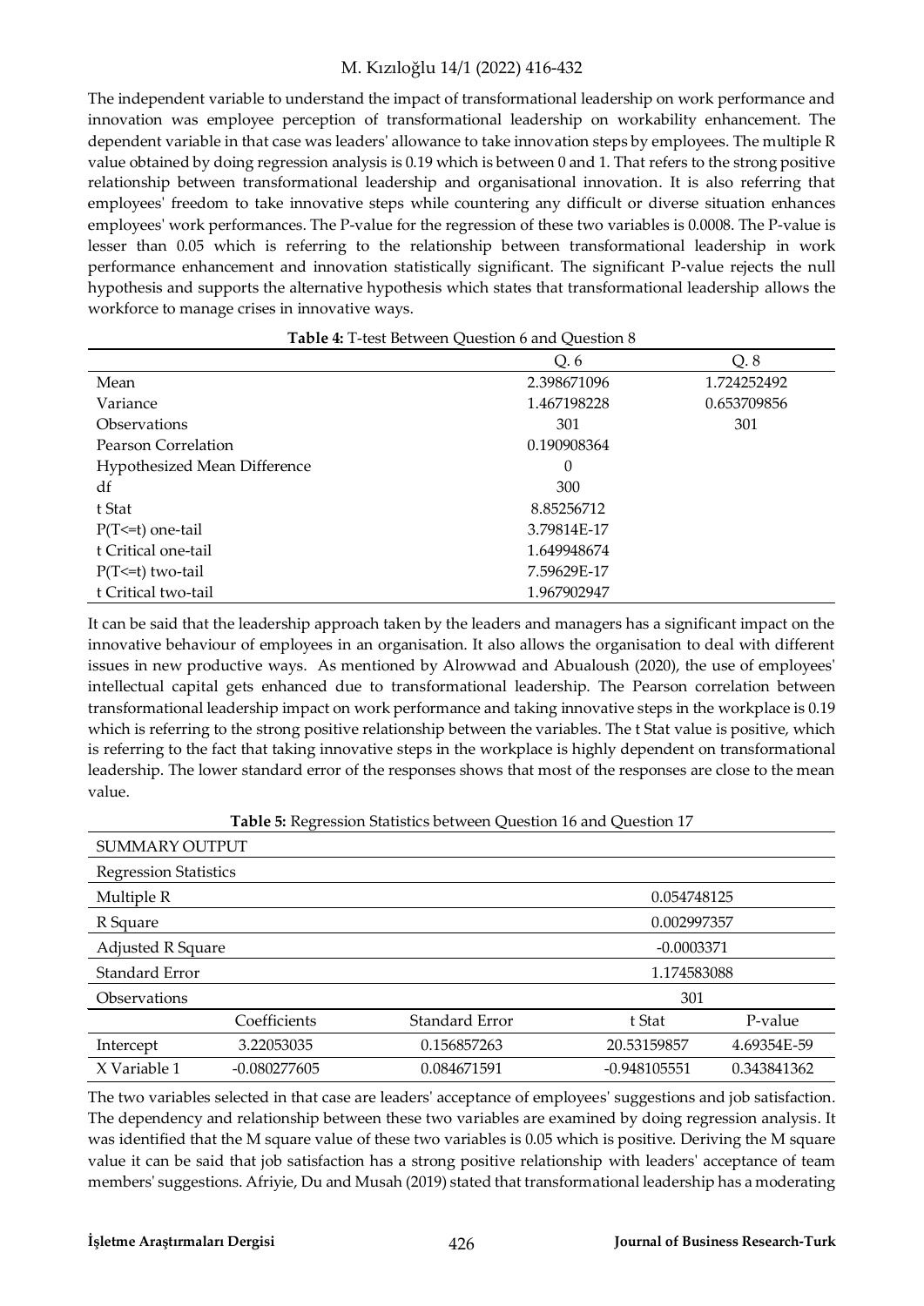The independent variable to understand the impact of transformational leadership on work performance and innovation was employee perception of transformational leadership on workability enhancement. The dependent variable in that case was leaders' allowance to take innovation steps by employees. The multiple R value obtained by doing regression analysis is 0.19 which is between 0 and 1. That refers to the strong positive relationship between transformational leadership and organisational innovation. It is also referring that employees' freedom to take innovative steps while countering any difficult or diverse situation enhances employees' work performances. The P-value for the regression of these two variables is 0.0008. The P-value is lesser than 0.05 which is referring to the relationship between transformational leadership in work performance enhancement and innovation statistically significant. The significant P-value rejects the null hypothesis and supports the alternative hypothesis which states that transformational leadership allows the workforce to manage crises in innovative ways.

**Table 4:** T-test Between Question 6 and Question 8

| | Q. 6 | Q. 8 |
|---|---|---|
| Mean | 2.398671096 | 1.724252492 |
| Variance | 1.467198228 | 0.653709856 |
| Observations | 301 | 301 |
| Pearson Correlation | 0.190908364 | |
| Hypothesized Mean Difference | 0 | |
| df | 300 | |
| t Stat | 8.85256712 | |
| P(T<=t) one-tail | 3.79814E-17 | |
| t Critical one-tail | 1.649948674 | |
| P(T<=t) two-tail | 7.59629E-17 | |
| t Critical two-tail | 1.967902947 | |

It can be said that the leadership approach taken by the leaders and managers has a significant impact on the innovative behaviour of employees in an organisation. It also allows the organisation to deal with different issues in new productive ways. As mentioned by Alrowwad and Abualoush (2020), the use of employees' intellectual capital gets enhanced due to transformational leadership. The Pearson correlation between transformational leadership impact on work performance and taking innovative steps in the workplace is 0.19 which is referring to the strong positive relationship between the variables. The t Stat value is positive, which is referring to the fact that taking innovative steps in the workplace is highly dependent on transformational leadership. The lower standard error of the responses shows that most of the responses are close to the mean value.

**Table 5:** Regression Statistics between Question 16 and Question 17

| SUMMARY OUTPUT | | | | |
|---|---|---|---|---|
| Regression Statistics | | | | |
| Multiple R | | | 0.054748125 | |
| R Square | | | 0.002997357 | |
| Adjusted R Square | | | -0.0003371 | |
| Standard Error | | | 1.174583088 | |
| Observations | | | 301 | |
| | Coefficients | Standard Error | t Stat | P-value |
| Intercept | 3.22053035 | 0.156857263 | 20.53159857 | 4.69354E-59 |
| X Variable 1 | -0.080277605 | 0.084671591 | -0.948105551 | 0.343841362 |

The two variables selected in that case are leaders' acceptance of employees' suggestions and job satisfaction. The dependency and relationship between these two variables are examined by doing regression analysis. It was identified that the M square value of these two variables is 0.05 which is positive. Deriving the M square value it can be said that job satisfaction has a strong positive relationship with leaders' acceptance of team members' suggestions. Afriyie, Du and Musah (2019) stated that transformational leadership has a moderating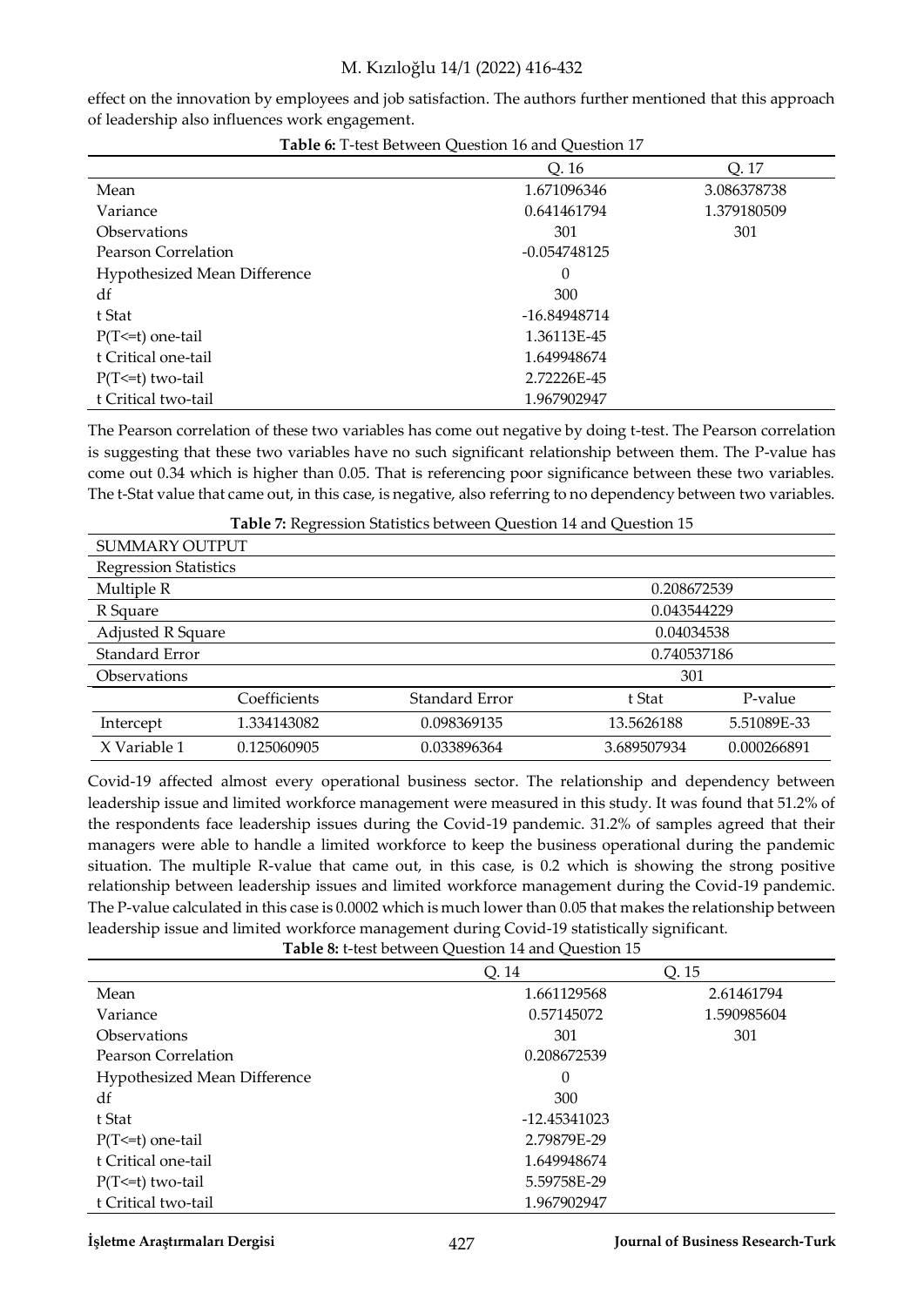effect on the innovation by employees and job satisfaction. The authors further mentioned that this approach of leadership also influences work engagement.

**Table 6:** T-test Between Question 16 and Question 17

| | Q. 16 | Q. 17 |
|---|---|---|
| Mean | 1.671096346 | 3.086378738 |
| Variance | 0.641461794 | 1.379180509 |
| Observations | 301 | 301 |
| Pearson Correlation | -0.054748125 | |
| Hypothesized Mean Difference | 0 | |
| df | 300 | |
| t Stat | -16.84948714 | |
| P(T<=t) one-tail | 1.36113E-45 | |
| t Critical one-tail | 1.649948674 | |
| P(T<=t) two-tail | 2.72226E-45 | |
| t Critical two-tail | 1.967902947 | |

The Pearson correlation of these two variables has come out negative by doing t-test. The Pearson correlation is suggesting that these two variables have no such significant relationship between them. The P-value has come out 0.34 which is higher than 0.05. That is referencing poor significance between these two variables. The t-Stat value that came out, in this case, is negative, also referring to no dependency between two variables.

**Table 7:** Regression Statistics between Question 14 and Question 15

| SUMMARY OUTPUT | | | | |
|---|---|---|---|---|
| Regression Statistics | | | | |
| Multiple R | | | 0.208672539 | |
| R Square | | | 0.043544229 | |
| Adjusted R Square | | | 0.04034538 | |
| Standard Error | | | 0.740537186 | |
| Observations | | | 301 | |
| | Coefficients | Standard Error | t Stat | P-value |
| Intercept | 1.334143082 | 0.098369135 | 13.5626188 | 5.51089E-33 |
| X Variable 1 | 0.125060905 | 0.033896364 | 3.689507934 | 0.000266891 |

Covid-19 affected almost every operational business sector. The relationship and dependency between leadership issue and limited workforce management were measured in this study. It was found that 51.2% of the respondents face leadership issues during the Covid-19 pandemic. 31.2% of samples agreed that their managers were able to handle a limited workforce to keep the business operational during the pandemic situation. The multiple R-value that came out, in this case, is 0.2 which is showing the strong positive relationship between leadership issues and limited workforce management during the Covid-19 pandemic. The P-value calculated in this case is 0.0002 which is much lower than 0.05 that makes the relationship between leadership issue and limited workforce management during Covid-19 statistically significant.

**Table 8:** t-test between Question 14 and Question 15

| | Q. 14 | Q. 15 |
|---|---|---|
| Mean | 1.661129568 | 2.61461794 |
| Variance | 0.57145072 | 1.590985604 |
| Observations | 301 | 301 |
| Pearson Correlation | 0.208672539 | |
| Hypothesized Mean Difference | 0 | |
| df | 300 | |
| t Stat | -12.45341023 | |
| P(T<=t) one-tail | 2.79879E-29 | |
| t Critical one-tail | 1.649948674 | |
| P(T<=t) two-tail | 5.59758E-29 | |
| t Critical two-tail | 1.967902947 | |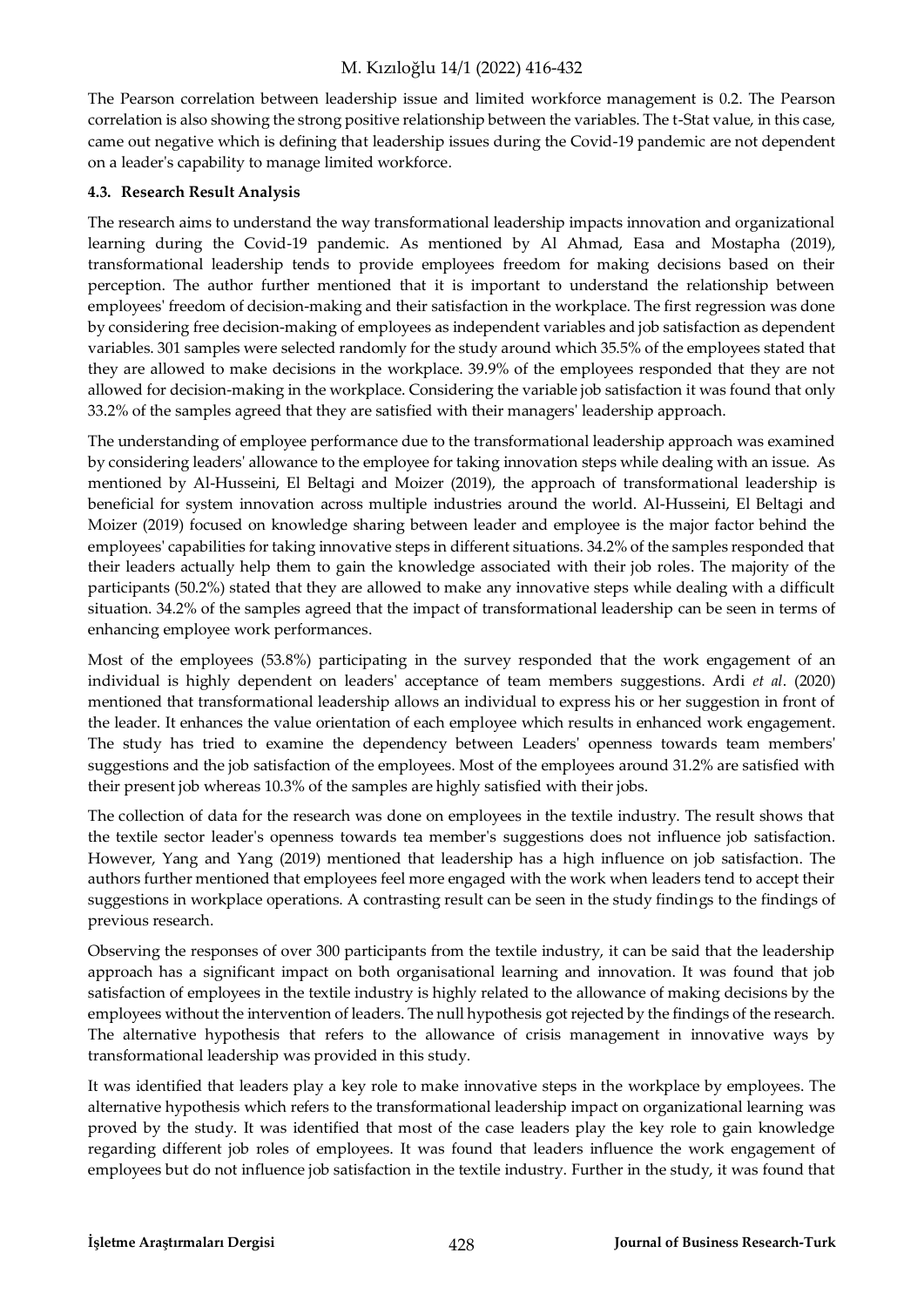The Pearson correlation between leadership issue and limited workforce management is 0.2. The Pearson correlation is also showing the strong positive relationship between the variables. The t-Stat value, in this case, came out negative which is defining that leadership issues during the Covid-19 pandemic are not dependent on a leader's capability to manage limited workforce.

### 4.3. Research Result Analysis

The research aims to understand the way transformational leadership impacts innovation and organizational learning during the Covid-19 pandemic. As mentioned by Al Ahmad, Easa and Mostapha (2019), transformational leadership tends to provide employees freedom for making decisions based on their perception. The author further mentioned that it is important to understand the relationship between employees' freedom of decision-making and their satisfaction in the workplace. The first regression was done by considering free decision-making of employees as independent variables and job satisfaction as dependent variables. 301 samples were selected randomly for the study around which 35.5% of the employees stated that they are allowed to make decisions in the workplace. 39.9% of the employees responded that they are not allowed for decision-making in the workplace. Considering the variable job satisfaction it was found that only 33.2% of the samples agreed that they are satisfied with their managers' leadership approach.

The understanding of employee performance due to the transformational leadership approach was examined by considering leaders' allowance to the employee for taking innovation steps while dealing with an issue. As mentioned by Al-Husseini, El Beltagi and Moizer (2019), the approach of transformational leadership is beneficial for system innovation across multiple industries around the world. Al-Husseini, El Beltagi and Moizer (2019) focused on knowledge sharing between leader and employee is the major factor behind the employees' capabilities for taking innovative steps in different situations. 34.2% of the samples responded that their leaders actually help them to gain the knowledge associated with their job roles. The majority of the participants (50.2%) stated that they are allowed to make any innovative steps while dealing with a difficult situation. 34.2% of the samples agreed that the impact of transformational leadership can be seen in terms of enhancing employee work performances.

Most of the employees (53.8%) participating in the survey responded that the work engagement of an individual is highly dependent on leaders' acceptance of team members suggestions. Ardi *et al*. (2020) mentioned that transformational leadership allows an individual to express his or her suggestion in front of the leader. It enhances the value orientation of each employee which results in enhanced work engagement. The study has tried to examine the dependency between Leaders' openness towards team members' suggestions and the job satisfaction of the employees. Most of the employees around 31.2% are satisfied with their present job whereas 10.3% of the samples are highly satisfied with their jobs.

The collection of data for the research was done on employees in the textile industry. The result shows that the textile sector leader's openness towards tea member's suggestions does not influence job satisfaction. However, Yang and Yang (2019) mentioned that leadership has a high influence on job satisfaction. The authors further mentioned that employees feel more engaged with the work when leaders tend to accept their suggestions in workplace operations. A contrasting result can be seen in the study findings to the findings of previous research.

Observing the responses of over 300 participants from the textile industry, it can be said that the leadership approach has a significant impact on both organisational learning and innovation. It was found that job satisfaction of employees in the textile industry is highly related to the allowance of making decisions by the employees without the intervention of leaders. The null hypothesis got rejected by the findings of the research. The alternative hypothesis that refers to the allowance of crisis management in innovative ways by transformational leadership was provided in this study.

It was identified that leaders play a key role to make innovative steps in the workplace by employees. The alternative hypothesis which refers to the transformational leadership impact on organizational learning was proved by the study. It was identified that most of the case leaders play the key role to gain knowledge regarding different job roles of employees. It was found that leaders influence the work engagement of employees but do not influence job satisfaction in the textile industry. Further in the study, it was found that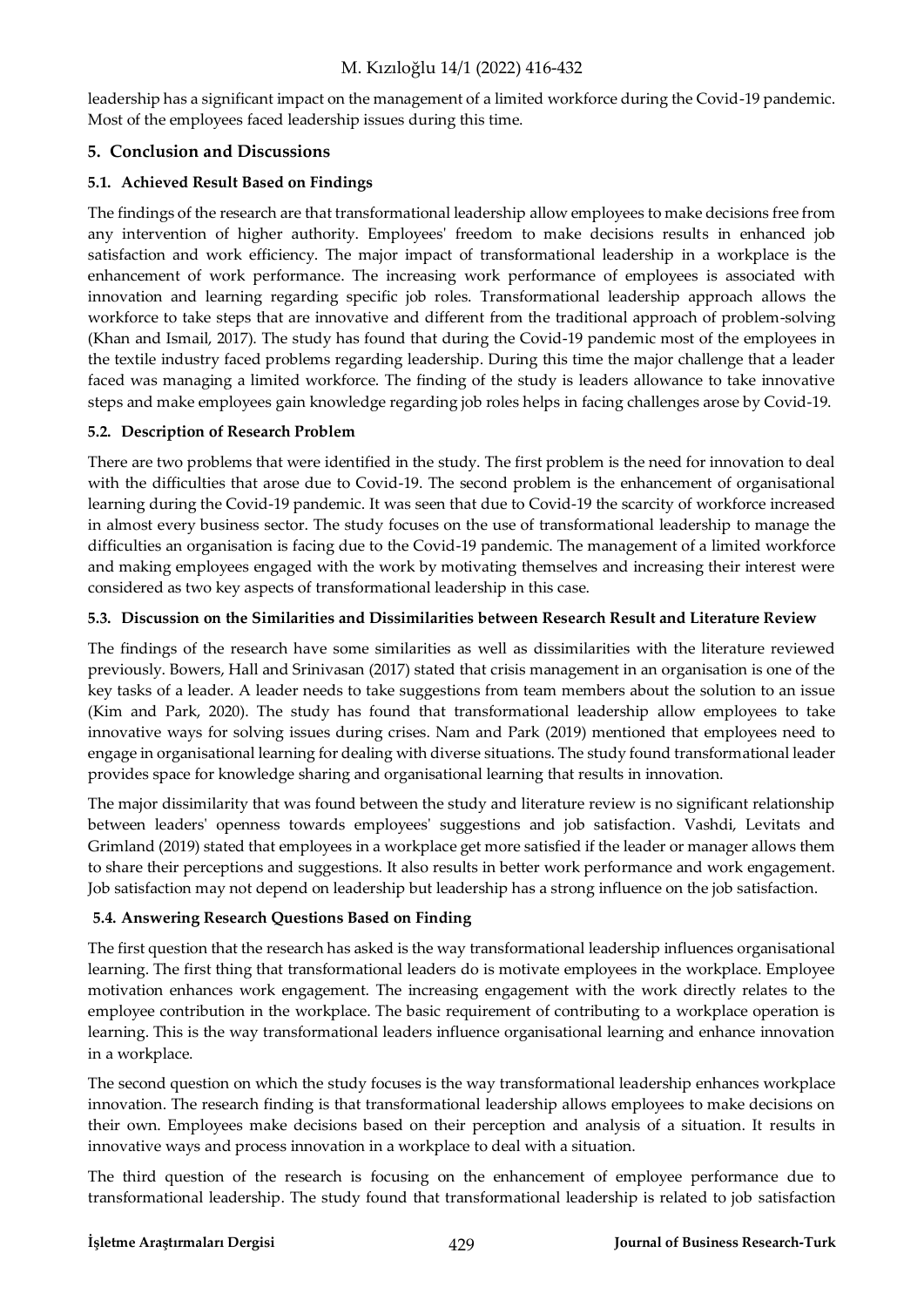leadership has a significant impact on the management of a limited workforce during the Covid-19 pandemic. Most of the employees faced leadership issues during this time.

## 5. Conclusion and Discussions

### 5.1. Achieved Result Based on Findings

The findings of the research are that transformational leadership allow employees to make decisions free from any intervention of higher authority. Employees' freedom to make decisions results in enhanced job satisfaction and work efficiency. The major impact of transformational leadership in a workplace is the enhancement of work performance. The increasing work performance of employees is associated with innovation and learning regarding specific job roles. Transformational leadership approach allows the workforce to take steps that are innovative and different from the traditional approach of problem-solving (Khan and Ismail, 2017). The study has found that during the Covid-19 pandemic most of the employees in the textile industry faced problems regarding leadership. During this time the major challenge that a leader faced was managing a limited workforce. The finding of the study is leaders allowance to take innovative steps and make employees gain knowledge regarding job roles helps in facing challenges arose by Covid-19.

### 5.2. Description of Research Problem

There are two problems that were identified in the study. The first problem is the need for innovation to deal with the difficulties that arose due to Covid-19. The second problem is the enhancement of organisational learning during the Covid-19 pandemic. It was seen that due to Covid-19 the scarcity of workforce increased in almost every business sector. The study focuses on the use of transformational leadership to manage the difficulties an organisation is facing due to the Covid-19 pandemic. The management of a limited workforce and making employees engaged with the work by motivating themselves and increasing their interest were considered as two key aspects of transformational leadership in this case.

### 5.3. Discussion on the Similarities and Dissimilarities between Research Result and Literature Review

The findings of the research have some similarities as well as dissimilarities with the literature reviewed previously. Bowers, Hall and Srinivasan (2017) stated that crisis management in an organisation is one of the key tasks of a leader. A leader needs to take suggestions from team members about the solution to an issue (Kim and Park, 2020). The study has found that transformational leadership allow employees to take innovative ways for solving issues during crises. Nam and Park (2019) mentioned that employees need to engage in organisational learning for dealing with diverse situations. The study found transformational leader provides space for knowledge sharing and organisational learning that results in innovation.

The major dissimilarity that was found between the study and literature review is no significant relationship between leaders' openness towards employees' suggestions and job satisfaction. Vashdi, Levitats and Grimland (2019) stated that employees in a workplace get more satisfied if the leader or manager allows them to share their perceptions and suggestions. It also results in better work performance and work engagement. Job satisfaction may not depend on leadership but leadership has a strong influence on the job satisfaction.

### 5.4. Answering Research Questions Based on Finding

The first question that the research has asked is the way transformational leadership influences organisational learning. The first thing that transformational leaders do is motivate employees in the workplace. Employee motivation enhances work engagement. The increasing engagement with the work directly relates to the employee contribution in the workplace. The basic requirement of contributing to a workplace operation is learning. This is the way transformational leaders influence organisational learning and enhance innovation in a workplace.

The second question on which the study focuses is the way transformational leadership enhances workplace innovation. The research finding is that transformational leadership allows employees to make decisions on their own. Employees make decisions based on their perception and analysis of a situation. It results in innovative ways and process innovation in a workplace to deal with a situation.

The third question of the research is focusing on the enhancement of employee performance due to transformational leadership. The study found that transformational leadership is related to job satisfaction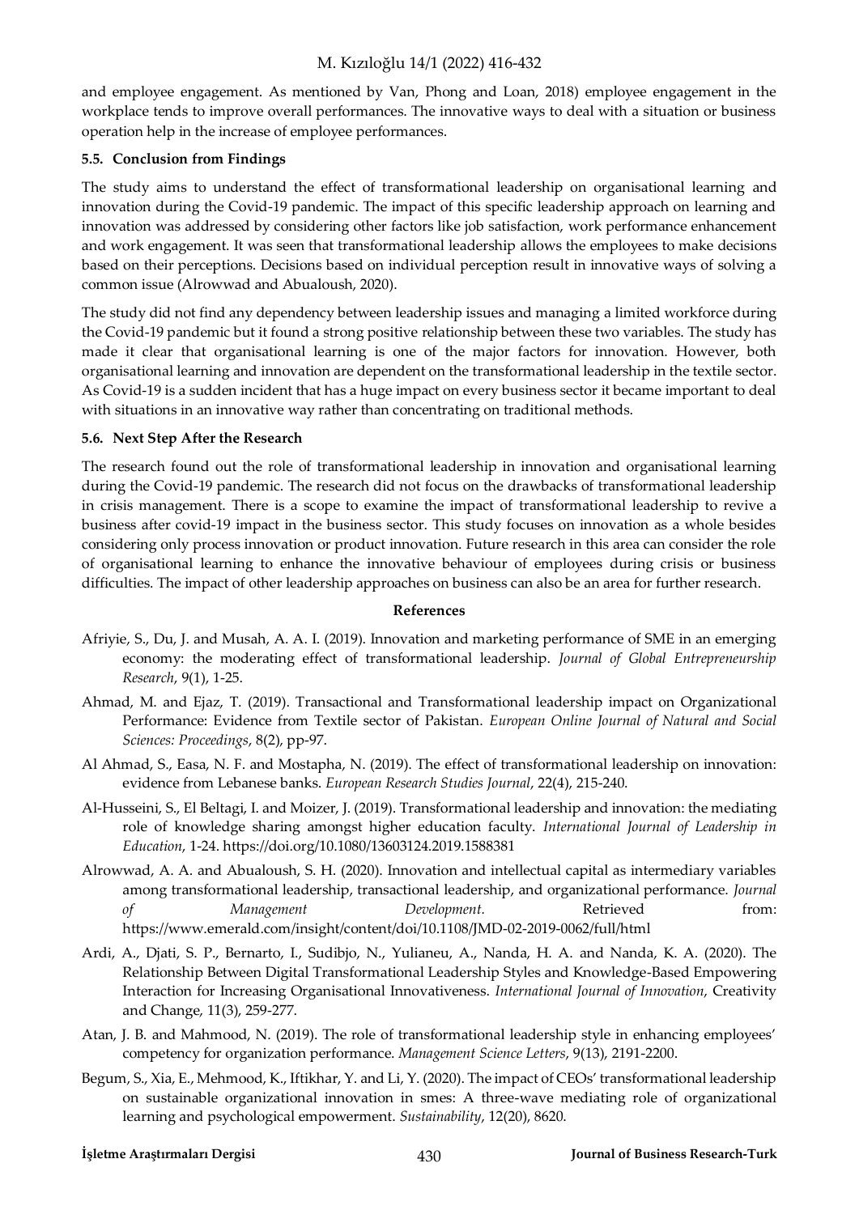and employee engagement. As mentioned by Van, Phong and Loan, 2018) employee engagement in the workplace tends to improve overall performances. The innovative ways to deal with a situation or business operation help in the increase of employee performances.

### 5.5. Conclusion from Findings

The study aims to understand the effect of transformational leadership on organisational learning and innovation during the Covid-19 pandemic. The impact of this specific leadership approach on learning and innovation was addressed by considering other factors like job satisfaction, work performance enhancement and work engagement. It was seen that transformational leadership allows the employees to make decisions based on their perceptions. Decisions based on individual perception result in innovative ways of solving a common issue (Alrowwad and Abualoush, 2020).

The study did not find any dependency between leadership issues and managing a limited workforce during the Covid-19 pandemic but it found a strong positive relationship between these two variables. The study has made it clear that organisational learning is one of the major factors for innovation. However, both organisational learning and innovation are dependent on the transformational leadership in the textile sector. As Covid-19 is a sudden incident that has a huge impact on every business sector it became important to deal with situations in an innovative way rather than concentrating on traditional methods.

### 5.6. Next Step After the Research

The research found out the role of transformational leadership in innovation and organisational learning during the Covid-19 pandemic. The research did not focus on the drawbacks of transformational leadership in crisis management. There is a scope to examine the impact of transformational leadership to revive a business after covid-19 impact in the business sector. This study focuses on innovation as a whole besides considering only process innovation or product innovation. Future research in this area can consider the role of organisational learning to enhance the innovative behaviour of employees during crisis or business difficulties. The impact of other leadership approaches on business can also be an area for further research.

## References

Afriyie, S., Du, J. and Musah, A. A. I. (2019). Innovation and marketing performance of SME in an emerging economy: the moderating effect of transformational leadership. *Journal of Global Entrepreneurship Research*, 9(1), 1-25.

Ahmad, M. and Ejaz, T. (2019). Transactional and Transformational leadership impact on Organizational Performance: Evidence from Textile sector of Pakistan. *European Online Journal of Natural and Social Sciences: Proceedings*, 8(2), pp-97.

Al Ahmad, S., Easa, N. F. and Mostapha, N. (2019). The effect of transformational leadership on innovation: evidence from Lebanese banks. *European Research Studies Journal*, 22(4), 215-240.

Al-Husseini, S., El Beltagi, I. and Moizer, J. (2019). Transformational leadership and innovation: the mediating role of knowledge sharing amongst higher education faculty. *International Journal of Leadership in Education*, 1-24. https://doi.org/10.1080/13603124.2019.1588381

Alrowwad, A. A. and Abualoush, S. H. (2020). Innovation and intellectual capital as intermediary variables among transformational leadership, transactional leadership, and organizational performance. *Journal of Management Development.* Retrieved from: https://www.emerald.com/insight/content/doi/10.1108/JMD-02-2019-0062/full/html

Ardi, A., Djati, S. P., Bernarto, I., Sudibjo, N., Yulianeu, A., Nanda, H. A. and Nanda, K. A. (2020). The Relationship Between Digital Transformational Leadership Styles and Knowledge-Based Empowering Interaction for Increasing Organisational Innovativeness. *International Journal of Innovation*, Creativity and Change, 11(3), 259-277.

Atan, J. B. and Mahmood, N. (2019). The role of transformational leadership style in enhancing employees' competency for organization performance. *Management Science Letters*, 9(13), 2191-2200.

Begum, S., Xia, E., Mehmood, K., Iftikhar, Y. and Li, Y. (2020). The impact of CEOs' transformational leadership on sustainable organizational innovation in smes: A three-wave mediating role of organizational learning and psychological empowerment. *Sustainability*, 12(20), 8620.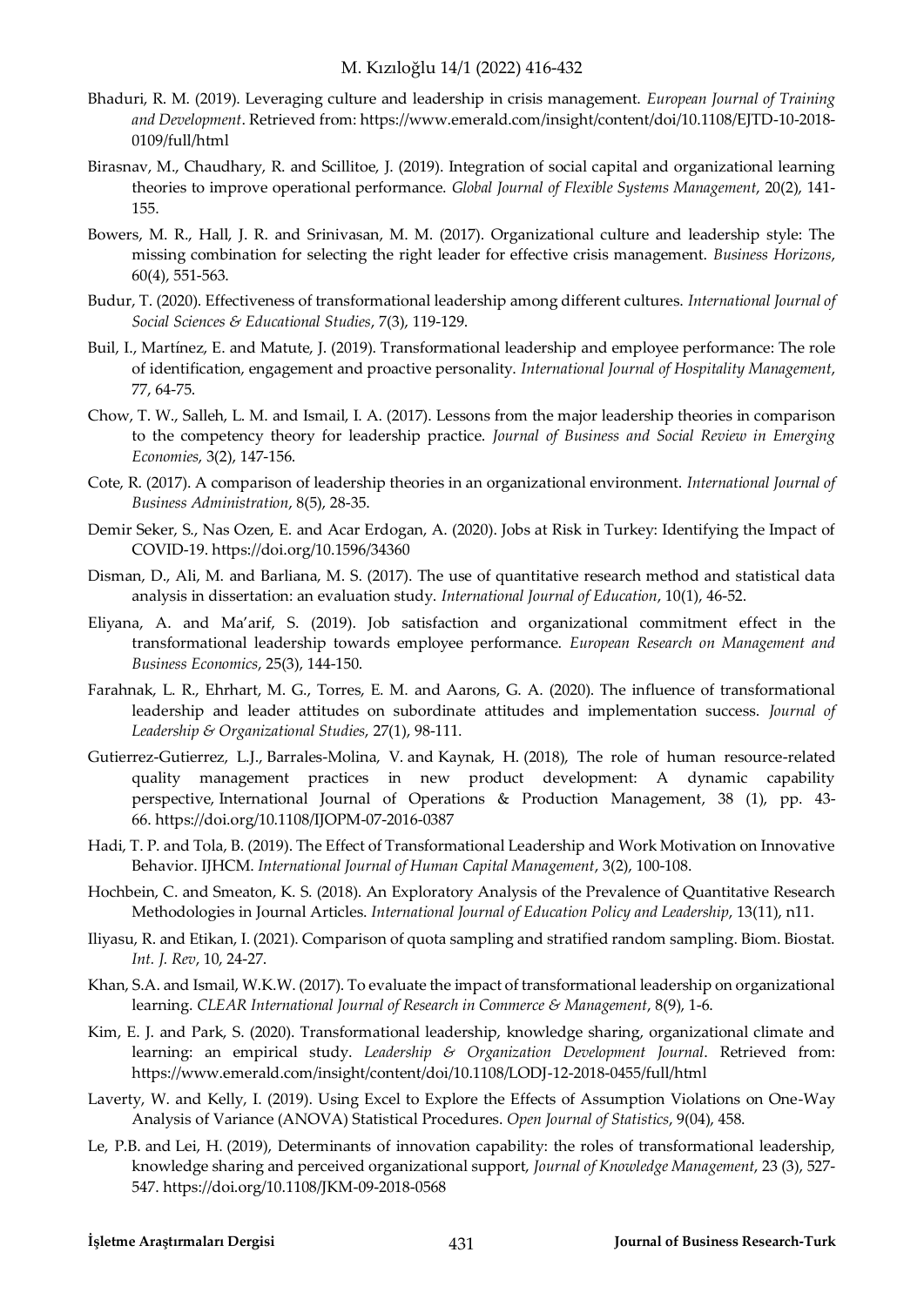Bhaduri, R. M. (2019). Leveraging culture and leadership in crisis management. *European Journal of Training and Development*. Retrieved from: https://www.emerald.com/insight/content/doi/10.1108/EJTD-10-2018-0109/full/html

Birasnav, M., Chaudhary, R. and Scillitoe, J. (2019). Integration of social capital and organizational learning theories to improve operational performance. *Global Journal of Flexible Systems Management*, 20(2), 141-155.

Bowers, M. R., Hall, J. R. and Srinivasan, M. M. (2017). Organizational culture and leadership style: The missing combination for selecting the right leader for effective crisis management. *Business Horizons*, 60(4), 551-563.

Budur, T. (2020). Effectiveness of transformational leadership among different cultures. *International Journal of Social Sciences & Educational Studies*, 7(3), 119-129.

Buil, I., Martínez, E. and Matute, J. (2019). Transformational leadership and employee performance: The role of identification, engagement and proactive personality. *International Journal of Hospitality Management*, 77, 64-75.

Chow, T. W., Salleh, L. M. and Ismail, I. A. (2017). Lessons from the major leadership theories in comparison to the competency theory for leadership practice. *Journal of Business and Social Review in Emerging Economies*, 3(2), 147-156.

Cote, R. (2017). A comparison of leadership theories in an organizational environment. *International Journal of Business Administration*, 8(5), 28-35.

Demir Seker, S., Nas Ozen, E. and Acar Erdogan, A. (2020). Jobs at Risk in Turkey: Identifying the Impact of COVID-19. https://doi.org/10.1596/34360

Disman, D., Ali, M. and Barliana, M. S. (2017). The use of quantitative research method and statistical data analysis in dissertation: an evaluation study. *International Journal of Education*, 10(1), 46-52.

Eliyana, A. and Ma'arif, S. (2019). Job satisfaction and organizational commitment effect in the transformational leadership towards employee performance. *European Research on Management and Business Economics*, 25(3), 144-150.

Farahnak, L. R., Ehrhart, M. G., Torres, E. M. and Aarons, G. A. (2020). The influence of transformational leadership and leader attitudes on subordinate attitudes and implementation success. *Journal of Leadership & Organizational Studies*, 27(1), 98-111.

Gutierrez-Gutierrez, L.J., Barrales-Molina, V. and Kaynak, H. (2018), The role of human resource-related quality management practices in new product development: A dynamic capability perspective, International Journal of Operations & Production Management, 38 (1), pp. 43-66. https://doi.org/10.1108/IJOPM-07-2016-0387

Hadi, T. P. and Tola, B. (2019). The Effect of Transformational Leadership and Work Motivation on Innovative Behavior. IJHCM. *International Journal of Human Capital Management*, 3(2), 100-108.

Hochbein, C. and Smeaton, K. S. (2018). An Exploratory Analysis of the Prevalence of Quantitative Research Methodologies in Journal Articles. *International Journal of Education Policy and Leadership*, 13(11), n11.

Iliyasu, R. and Etikan, I. (2021). Comparison of quota sampling and stratified random sampling. Biom. Biostat. *Int. J. Rev*, 10, 24-27.

Khan, S.A. and Ismail, W.K.W. (2017). To evaluate the impact of transformational leadership on organizational learning. *CLEAR International Journal of Research in Commerce & Management*, 8(9), 1-6.

Kim, E. J. and Park, S. (2020). Transformational leadership, knowledge sharing, organizational climate and learning: an empirical study. *Leadership & Organization Development Journal*. Retrieved from: https://www.emerald.com/insight/content/doi/10.1108/LODJ-12-2018-0455/full/html

Laverty, W. and Kelly, I. (2019). Using Excel to Explore the Effects of Assumption Violations on One-Way Analysis of Variance (ANOVA) Statistical Procedures. *Open Journal of Statistics*, 9(04), 458.

Le, P.B. and Lei, H. (2019), Determinants of innovation capability: the roles of transformational leadership, knowledge sharing and perceived organizational support, *Journal of Knowledge Management*, 23 (3), 527-547. https://doi.org/10.1108/JKM-09-2018-0568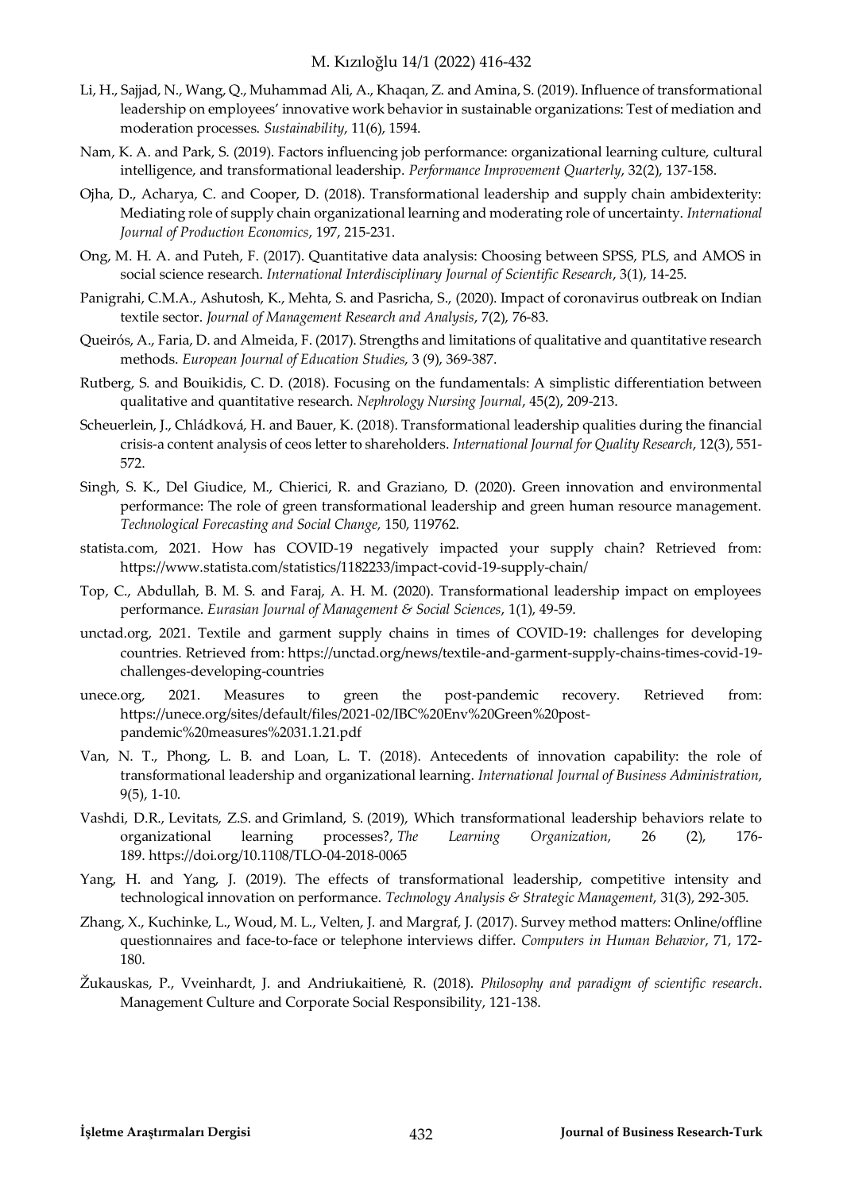Li, H., Sajjad, N., Wang, Q., Muhammad Ali, A., Khaqan, Z. and Amina, S. (2019). Influence of transformational leadership on employees' innovative work behavior in sustainable organizations: Test of mediation and moderation processes. *Sustainability*, 11(6), 1594.

Nam, K. A. and Park, S. (2019). Factors influencing job performance: organizational learning culture, cultural intelligence, and transformational leadership. *Performance Improvement Quarterly*, 32(2), 137-158.

Ojha, D., Acharya, C. and Cooper, D. (2018). Transformational leadership and supply chain ambidexterity: Mediating role of supply chain organizational learning and moderating role of uncertainty. *International Journal of Production Economics*, 197, 215-231.

Ong, M. H. A. and Puteh, F. (2017). Quantitative data analysis: Choosing between SPSS, PLS, and AMOS in social science research. *International Interdisciplinary Journal of Scientific Research*, 3(1), 14-25.

Panigrahi, C.M.A., Ashutosh, K., Mehta, S. and Pasricha, S., (2020). Impact of coronavirus outbreak on Indian textile sector. *Journal of Management Research and Analysis*, 7(2), 76-83.

Queirós, A., Faria, D. and Almeida, F. (2017). Strengths and limitations of qualitative and quantitative research methods. *European Journal of Education Studies*, 3 (9), 369-387.

Rutberg, S. and Bouikidis, C. D. (2018). Focusing on the fundamentals: A simplistic differentiation between qualitative and quantitative research. *Nephrology Nursing Journal*, 45(2), 209-213.

Scheuerlein, J., Chládková, H. and Bauer, K. (2018). Transformational leadership qualities during the financial crisis-a content analysis of ceos letter to shareholders. *International Journal for Quality Research*, 12(3), 551-572.

Singh, S. K., Del Giudice, M., Chierici, R. and Graziano, D. (2020). Green innovation and environmental performance: The role of green transformational leadership and green human resource management. *Technological Forecasting and Social Change,* 150, 119762.

statista.com, 2021. How has COVID-19 negatively impacted your supply chain? Retrieved from: https://www.statista.com/statistics/1182233/impact-covid-19-supply-chain/

Top, C., Abdullah, B. M. S. and Faraj, A. H. M. (2020). Transformational leadership impact on employees performance. *Eurasian Journal of Management & Social Sciences*, 1(1), 49-59.

unctad.org, 2021. Textile and garment supply chains in times of COVID-19: challenges for developing countries. Retrieved from: https://unctad.org/news/textile-and-garment-supply-chains-times-covid-19-challenges-developing-countries

unece.org, 2021. Measures to green the post-pandemic recovery. Retrieved from: https://unece.org/sites/default/files/2021-02/IBC%20Env%20Green%20post-pandemic%20measures%2031.1.21.pdf

Van, N. T., Phong, L. B. and Loan, L. T. (2018). Antecedents of innovation capability: the role of transformational leadership and organizational learning. *International Journal of Business Administration*, 9(5), 1-10.

Vashdi, D.R., Levitats, Z.S. and Grimland, S. (2019), Which transformational leadership behaviors relate to organizational learning processes?, *The Learning Organization*, 26 (2), 176-189. https://doi.org/10.1108/TLO-04-2018-0065

Yang, H. and Yang, J. (2019). The effects of transformational leadership, competitive intensity and technological innovation on performance. *Technology Analysis & Strategic Management*, 31(3), 292-305.

Zhang, X., Kuchinke, L., Woud, M. L., Velten, J. and Margraf, J. (2017). Survey method matters: Online/offline questionnaires and face-to-face or telephone interviews differ. *Computers in Human Behavior*, 71, 172-180.

Žukauskas, P., Vveinhardt, J. and Andriukaitienė, R. (2018). *Philosophy and paradigm of scientific research*. Management Culture and Corporate Social Responsibility, 121-138.